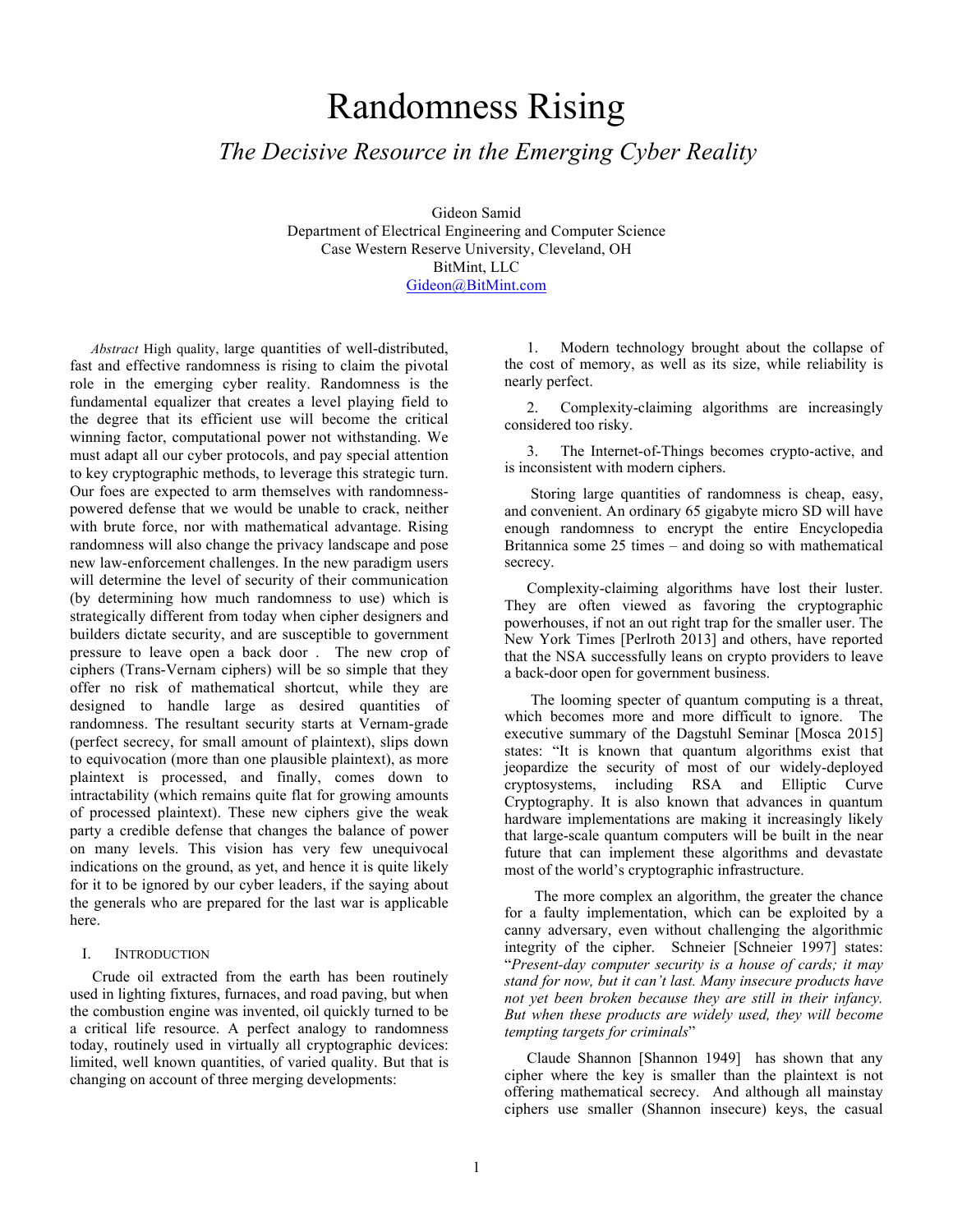# Randomness Rising

## *The Decisive Resource in the Emerging Cyber Reality*

Gideon Samid
Department of Electrical Engineering and Computer Science
Case Western Reserve University, Cleveland, OH
BitMint, LLC
Gideon@BitMint.com

*Abstract* High quality, large quantities of well-distributed, fast and effective randomness is rising to claim the pivotal role in the emerging cyber reality. Randomness is the fundamental equalizer that creates a level playing field to the degree that its efficient use will become the critical winning factor, computational power not withstanding. We must adapt all our cyber protocols, and pay special attention to key cryptographic methods, to leverage this strategic turn. Our foes are expected to arm themselves with randomness-powered defense that we would be unable to crack, neither with brute force, nor with mathematical advantage. Rising randomness will also change the privacy landscape and pose new law-enforcement challenges. In the new paradigm users will determine the level of security of their communication (by determining how much randomness to use) which is strategically different from today when cipher designers and builders dictate security, and are susceptible to government pressure to leave open a back door . The new crop of ciphers (Trans-Vernam ciphers) will be so simple that they offer no risk of mathematical shortcut, while they are designed to handle large as desired quantities of randomness. The resultant security starts at Vernam-grade (perfect secrecy, for small amount of plaintext), slips down to equivocation (more than one plausible plaintext), as more plaintext is processed, and finally, comes down to intractability (which remains quite flat for growing amounts of processed plaintext). These new ciphers give the weak party a credible defense that changes the balance of power on many levels. This vision has very few unequivocal indications on the ground, as yet, and hence it is quite likely for it to be ignored by our cyber leaders, if the saying about the generals who are prepared for the last war is applicable here.

## I. Introduction

Crude oil extracted from the earth has been routinely used in lighting fixtures, furnaces, and road paving, but when the combustion engine was invented, oil quickly turned to be a critical life resource. A perfect analogy to randomness today, routinely used in virtually all cryptographic devices: limited, well known quantities, of varied quality. But that is changing on account of three merging developments:

1. Modern technology brought about the collapse of the cost of memory, as well as its size, while reliability is nearly perfect.

2. Complexity-claiming algorithms are increasingly considered too risky.

3. The Internet-of-Things becomes crypto-active, and is inconsistent with modern ciphers.

Storing large quantities of randomness is cheap, easy, and convenient. An ordinary 65 gigabyte micro SD will have enough randomness to encrypt the entire Encyclopedia Britannica some 25 times – and doing so with mathematical secrecy.

Complexity-claiming algorithms have lost their luster. They are often viewed as favoring the cryptographic powerhouses, if not an out right trap for the smaller user. The New York Times [Perlroth 2013] and others, have reported that the NSA successfully leans on crypto providers to leave a back-door open for government business.

The looming specter of quantum computing is a threat, which becomes more and more difficult to ignore. The executive summary of the Dagstuhl Seminar [Mosca 2015] states: "It is known that quantum algorithms exist that jeopardize the security of most of our widely-deployed cryptosystems, including RSA and Elliptic Curve Cryptography. It is also known that advances in quantum hardware implementations are making it increasingly likely that large-scale quantum computers will be built in the near future that can implement these algorithms and devastate most of the world's cryptographic infrastructure.

The more complex an algorithm, the greater the chance for a faulty implementation, which can be exploited by a canny adversary, even without challenging the algorithmic integrity of the cipher. Schneier [Schneier 1997] states: "*Present-day computer security is a house of cards; it may stand for now, but it can't last. Many insecure products have not yet been broken because they are still in their infancy. But when these products are widely used, they will become tempting targets for criminals*"

Claude Shannon [Shannon 1949] has shown that any cipher where the key is smaller than the plaintext is not offering mathematical secrecy. And although all mainstay ciphers use smaller (Shannon insecure) keys, the casual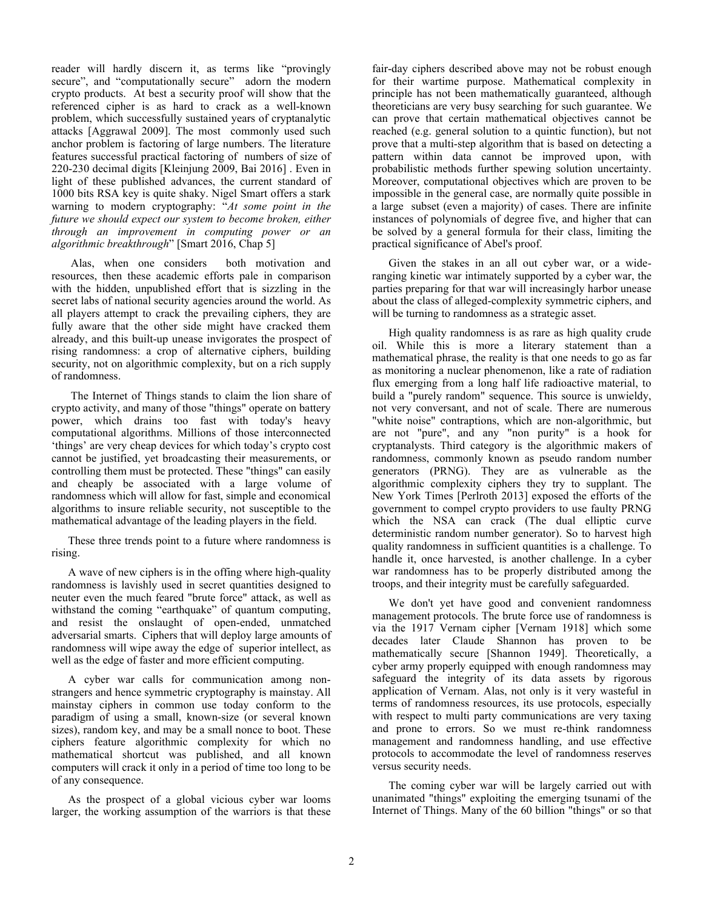reader will hardly discern it, as terms like "provingly secure", and "computationally secure" adorn the modern crypto products. At best a security proof will show that the referenced cipher is as hard to crack as a well-known problem, which successfully sustained years of cryptanalytic attacks [Aggrawal 2009]. The most commonly used such anchor problem is factoring of large numbers. The literature features successful practical factoring of numbers of size of 220-230 decimal digits [Kleinjung 2009, Bai 2016] . Even in light of these published advances, the current standard of 1000 bits RSA key is quite shaky. Nigel Smart offers a stark warning to modern cryptography: "*At some point in the future we should expect our system to become broken, either through an improvement in computing power or an algorithmic breakthrough*" [Smart 2016, Chap 5]

Alas, when one considers both motivation and resources, then these academic efforts pale in comparison with the hidden, unpublished effort that is sizzling in the secret labs of national security agencies around the world. As all players attempt to crack the prevailing ciphers, they are fully aware that the other side might have cracked them already, and this built-up unease invigorates the prospect of rising randomness: a crop of alternative ciphers, building security, not on algorithmic complexity, but on a rich supply of randomness.

The Internet of Things stands to claim the lion share of crypto activity, and many of those "things" operate on battery power, which drains too fast with today's heavy computational algorithms. Millions of those interconnected 'things' are very cheap devices for which today's crypto cost cannot be justified, yet broadcasting their measurements, or controlling them must be protected. These "things" can easily and cheaply be associated with a large volume of randomness which will allow for fast, simple and economical algorithms to insure reliable security, not susceptible to the mathematical advantage of the leading players in the field.

These three trends point to a future where randomness is rising.

A wave of new ciphers is in the offing where high-quality randomness is lavishly used in secret quantities designed to neuter even the much feared "brute force" attack, as well as withstand the coming "earthquake" of quantum computing, and resist the onslaught of open-ended, unmatched adversarial smarts. Ciphers that will deploy large amounts of randomness will wipe away the edge of superior intellect, as well as the edge of faster and more efficient computing.

A cyber war calls for communication among non-strangers and hence symmetric cryptography is mainstay. All mainstay ciphers in common use today conform to the paradigm of using a small, known-size (or several known sizes), random key, and may be a small nonce to boot. These ciphers feature algorithmic complexity for which no mathematical shortcut was published, and all known computers will crack it only in a period of time too long to be of any consequence.

As the prospect of a global vicious cyber war looms larger, the working assumption of the warriors is that these fair-day ciphers described above may not be robust enough for their wartime purpose. Mathematical complexity in principle has not been mathematically guaranteed, although theoreticians are very busy searching for such guarantee. We can prove that certain mathematical objectives cannot be reached (e.g. general solution to a quintic function), but not prove that a multi-step algorithm that is based on detecting a pattern within data cannot be improved upon, with probabilistic methods further spewing solution uncertainty. Moreover, computational objectives which are proven to be impossible in the general case, are normally quite possible in a large subset (even a majority) of cases. There are infinite instances of polynomials of degree five, and higher that can be solved by a general formula for their class, limiting the practical significance of Abel's proof.

Given the stakes in an all out cyber war, or a wide-ranging kinetic war intimately supported by a cyber war, the parties preparing for that war will increasingly harbor unease about the class of alleged-complexity symmetric ciphers, and will be turning to randomness as a strategic asset.

High quality randomness is as rare as high quality crude oil. While this is more a literary statement than a mathematical phrase, the reality is that one needs to go as far as monitoring a nuclear phenomenon, like a rate of radiation flux emerging from a long half life radioactive material, to build a "purely random" sequence. This source is unwieldy, not very conversant, and not of scale. There are numerous "white noise" contraptions, which are non-algorithmic, but are not "pure", and any "non purity" is a hook for cryptanalysts. Third category is the algorithmic makers of randomness, commonly known as pseudo random number generators (PRNG). They are as vulnerable as the algorithmic complexity ciphers they try to supplant. The New York Times [Perlroth 2013] exposed the efforts of the government to compel crypto providers to use faulty PRNG which the NSA can crack (The dual elliptic curve deterministic random number generator). So to harvest high quality randomness in sufficient quantities is a challenge. To handle it, once harvested, is another challenge. In a cyber war randomness has to be properly distributed among the troops, and their integrity must be carefully safeguarded.

We don't yet have good and convenient randomness management protocols. The brute force use of randomness is via the 1917 Vernam cipher [Vernam 1918] which some decades later Claude Shannon has proven to be mathematically secure [Shannon 1949]. Theoretically, a cyber army properly equipped with enough randomness may safeguard the integrity of its data assets by rigorous application of Vernam. Alas, not only is it very wasteful in terms of randomness resources, its use protocols, especially with respect to multi party communications are very taxing and prone to errors. So we must re-think randomness management and randomness handling, and use effective protocols to accommodate the level of randomness reserves versus security needs.

The coming cyber war will be largely carried out with unanimated "things" exploiting the emerging tsunami of the Internet of Things. Many of the 60 billion "things" or so that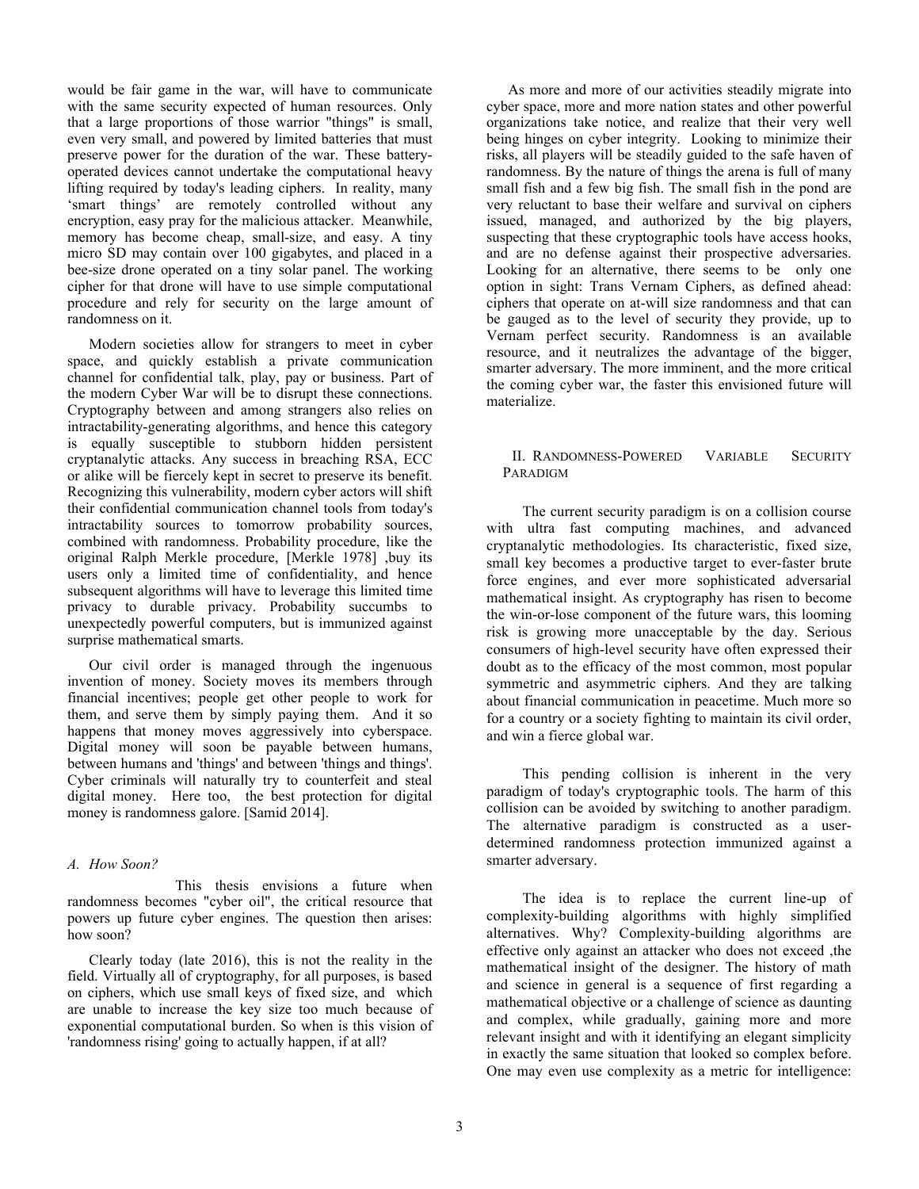would be fair game in the war, will have to communicate with the same security expected of human resources. Only that a large proportions of those warrior "things" is small, even very small, and powered by limited batteries that must preserve power for the duration of the war. These battery-operated devices cannot undertake the computational heavy lifting required by today's leading ciphers. In reality, many 'smart things' are remotely controlled without any encryption, easy pray for the malicious attacker. Meanwhile, memory has become cheap, small-size, and easy. A tiny micro SD may contain over 100 gigabytes, and placed in a bee-size drone operated on a tiny solar panel. The working cipher for that drone will have to use simple computational procedure and rely for security on the large amount of randomness on it.

Modern societies allow for strangers to meet in cyber space, and quickly establish a private communication channel for confidential talk, play, pay or business. Part of the modern Cyber War will be to disrupt these connections. Cryptography between and among strangers also relies on intractability-generating algorithms, and hence this category is equally susceptible to stubborn hidden persistent cryptanalytic attacks. Any success in breaching RSA, ECC or alike will be fiercely kept in secret to preserve its benefit. Recognizing this vulnerability, modern cyber actors will shift their confidential communication channel tools from today's intractability sources to tomorrow probability sources, combined with randomness. Probability procedure, like the original Ralph Merkle procedure, [Merkle 1978] ,buy its users only a limited time of confidentiality, and hence subsequent algorithms will have to leverage this limited time privacy to durable privacy. Probability succumbs to unexpectedly powerful computers, but is immunized against surprise mathematical smarts.

Our civil order is managed through the ingenuous invention of money. Society moves its members through financial incentives; people get other people to work for them, and serve them by simply paying them. And it so happens that money moves aggressively into cyberspace. Digital money will soon be payable between humans, between humans and 'things' and between 'things and things'. Cyber criminals will naturally try to counterfeit and steal digital money. Here too, the best protection for digital money is randomness galore. [Samid 2014].

### *A. How Soon?*

This thesis envisions a future when randomness becomes "cyber oil", the critical resource that powers up future cyber engines. The question then arises: how soon?

Clearly today (late 2016), this is not the reality in the field. Virtually all of cryptography, for all purposes, is based on ciphers, which use small keys of fixed size, and which are unable to increase the key size too much because of exponential computational burden. So when is this vision of 'randomness rising' going to actually happen, if at all?

As more and more of our activities steadily migrate into cyber space, more and more nation states and other powerful organizations take notice, and realize that their very well being hinges on cyber integrity. Looking to minimize their risks, all players will be steadily guided to the safe haven of randomness. By the nature of things the arena is full of many small fish and a few big fish. The small fish in the pond are very reluctant to base their welfare and survival on ciphers issued, managed, and authorized by the big players, suspecting that these cryptographic tools have access hooks, and are no defense against their prospective adversaries. Looking for an alternative, there seems to be only one option in sight: Trans Vernam Ciphers, as defined ahead: ciphers that operate on at-will size randomness and that can be gauged as to the level of security they provide, up to Vernam perfect security. Randomness is an available resource, and it neutralizes the advantage of the bigger, smarter adversary. The more imminent, and the more critical the coming cyber war, the faster this envisioned future will materialize.

## II. Randomness-Powered Variable Security Paradigm

The current security paradigm is on a collision course with ultra fast computing machines, and advanced cryptanalytic methodologies. Its characteristic, fixed size, small key becomes a productive target to ever-faster brute force engines, and ever more sophisticated adversarial mathematical insight. As cryptography has risen to become the win-or-lose component of the future wars, this looming risk is growing more unacceptable by the day. Serious consumers of high-level security have often expressed their doubt as to the efficacy of the most common, most popular symmetric and asymmetric ciphers. And they are talking about financial communication in peacetime. Much more so for a country or a society fighting to maintain its civil order, and win a fierce global war.

This pending collision is inherent in the very paradigm of today's cryptographic tools. The harm of this collision can be avoided by switching to another paradigm. The alternative paradigm is constructed as a user-determined randomness protection immunized against a smarter adversary.

The idea is to replace the current line-up of complexity-building algorithms with highly simplified alternatives. Why? Complexity-building algorithms are effective only against an attacker who does not exceed ,the mathematical insight of the designer. The history of math and science in general is a sequence of first regarding a mathematical objective or a challenge of science as daunting and complex, while gradually, gaining more and more relevant insight and with it identifying an elegant simplicity in exactly the same situation that looked so complex before. One may even use complexity as a metric for intelligence: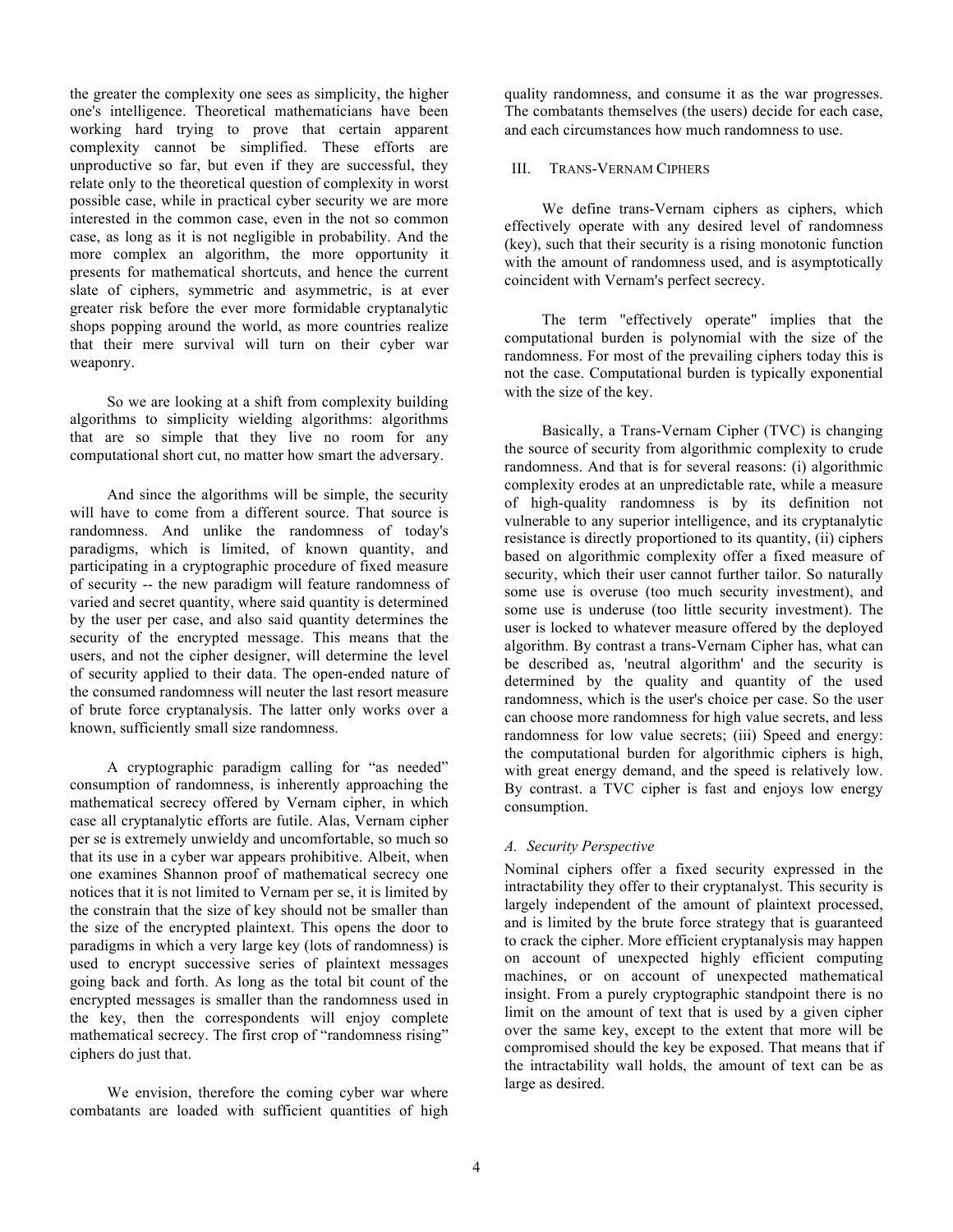the greater the complexity one sees as simplicity, the higher one's intelligence. Theoretical mathematicians have been working hard trying to prove that certain apparent complexity cannot be simplified. These efforts are unproductive so far, but even if they are successful, they relate only to the theoretical question of complexity in worst possible case, while in practical cyber security we are more interested in the common case, even in the not so common case, as long as it is not negligible in probability. And the more complex an algorithm, the more opportunity it presents for mathematical shortcuts, and hence the current slate of ciphers, symmetric and asymmetric, is at ever greater risk before the ever more formidable cryptanalytic shops popping around the world, as more countries realize that their mere survival will turn on their cyber war weaponry.

So we are looking at a shift from complexity building algorithms to simplicity wielding algorithms: algorithms that are so simple that they live no room for any computational short cut, no matter how smart the adversary.

And since the algorithms will be simple, the security will have to come from a different source. That source is randomness. And unlike the randomness of today's paradigms, which is limited, of known quantity, and participating in a cryptographic procedure of fixed measure of security -- the new paradigm will feature randomness of varied and secret quantity, where said quantity is determined by the user per case, and also said quantity determines the security of the encrypted message. This means that the users, and not the cipher designer, will determine the level of security applied to their data. The open-ended nature of the consumed randomness will neuter the last resort measure of brute force cryptanalysis. The latter only works over a known, sufficiently small size randomness.

A cryptographic paradigm calling for "as needed" consumption of randomness, is inherently approaching the mathematical secrecy offered by Vernam cipher, in which case all cryptanalytic efforts are futile. Alas, Vernam cipher per se is extremely unwieldy and uncomfortable, so much so that its use in a cyber war appears prohibitive. Albeit, when one examines Shannon proof of mathematical secrecy one notices that it is not limited to Vernam per se, it is limited by the constrain that the size of key should not be smaller than the size of the encrypted plaintext. This opens the door to paradigms in which a very large key (lots of randomness) is used to encrypt successive series of plaintext messages going back and forth. As long as the total bit count of the encrypted messages is smaller than the randomness used in the key, then the correspondents will enjoy complete mathematical secrecy. The first crop of "randomness rising" ciphers do just that.

We envision, therefore the coming cyber war where combatants are loaded with sufficient quantities of high quality randomness, and consume it as the war progresses. The combatants themselves (the users) decide for each case, and each circumstances how much randomness to use.

## III. Trans-Vernam Ciphers

We define trans-Vernam ciphers as ciphers, which effectively operate with any desired level of randomness (key), such that their security is a rising monotonic function with the amount of randomness used, and is asymptotically coincident with Vernam's perfect secrecy.

The term "effectively operate" implies that the computational burden is polynomial with the size of the randomness. For most of the prevailing ciphers today this is not the case. Computational burden is typically exponential with the size of the key.

Basically, a Trans-Vernam Cipher (TVC) is changing the source of security from algorithmic complexity to crude randomness. And that is for several reasons: (i) algorithmic complexity erodes at an unpredictable rate, while a measure of high-quality randomness is by its definition not vulnerable to any superior intelligence, and its cryptanalytic resistance is directly proportioned to its quantity, (ii) ciphers based on algorithmic complexity offer a fixed measure of security, which their user cannot further tailor. So naturally some use is overuse (too much security investment), and some use is underuse (too little security investment). The user is locked to whatever measure offered by the deployed algorithm. By contrast a trans-Vernam Cipher has, what can be described as, 'neutral algorithm' and the security is determined by the quality and quantity of the used randomness, which is the user's choice per case. So the user can choose more randomness for high value secrets, and less randomness for low value secrets; (iii) Speed and energy: the computational burden for algorithmic ciphers is high, with great energy demand, and the speed is relatively low. By contrast. a TVC cipher is fast and enjoys low energy consumption.

### *A. Security Perspective*

Nominal ciphers offer a fixed security expressed in the intractability they offer to their cryptanalyst. This security is largely independent of the amount of plaintext processed, and is limited by the brute force strategy that is guaranteed to crack the cipher. More efficient cryptanalysis may happen on account of unexpected highly efficient computing machines, or on account of unexpected mathematical insight. From a purely cryptographic standpoint there is no limit on the amount of text that is used by a given cipher over the same key, except to the extent that more will be compromised should the key be exposed. That means that if the intractability wall holds, the amount of text can be as large as desired.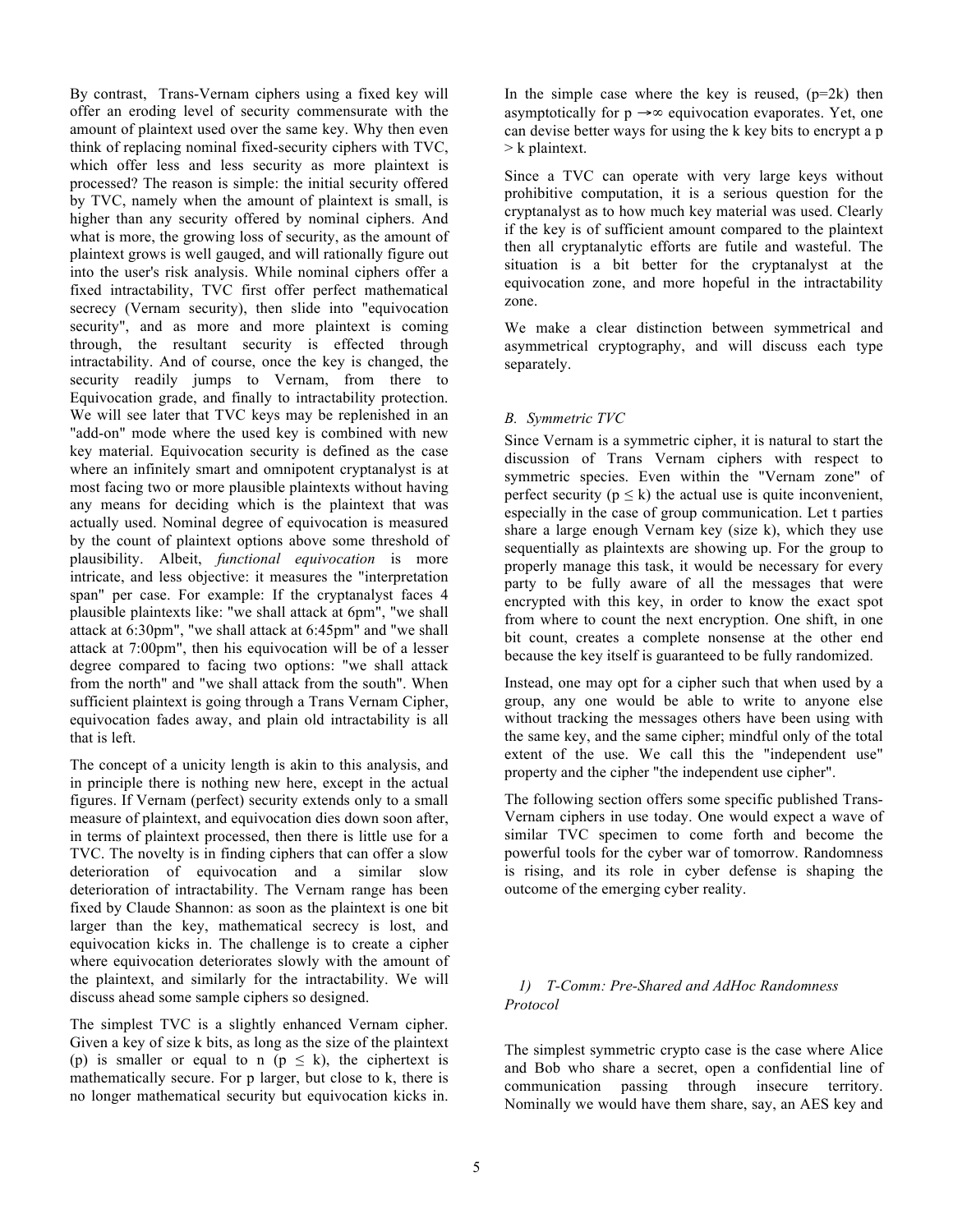By contrast, Trans-Vernam ciphers using a fixed key will offer an eroding level of security commensurate with the amount of plaintext used over the same key. Why then even think of replacing nominal fixed-security ciphers with TVC, which offer less and less security as more plaintext is processed? The reason is simple: the initial security offered by TVC, namely when the amount of plaintext is small, is higher than any security offered by nominal ciphers. And what is more, the growing loss of security, as the amount of plaintext grows is well gauged, and will rationally figure out into the user's risk analysis. While nominal ciphers offer a fixed intractability, TVC first offer perfect mathematical secrecy (Vernam security), then slide into "equivocation security", and as more and more plaintext is coming through, the resultant security is effected through intractability. And of course, once the key is changed, the security readily jumps to Vernam, from there to Equivocation grade, and finally to intractability protection. We will see later that TVC keys may be replenished in an "add-on" mode where the used key is combined with new key material. Equivocation security is defined as the case where an infinitely smart and omnipotent cryptanalyst is at most facing two or more plausible plaintexts without having any means for deciding which is the plaintext that was actually used. Nominal degree of equivocation is measured by the count of plaintext options above some threshold of plausibility. Albeit, *functional equivocation* is more intricate, and less objective: it measures the "interpretation span" per case. For example: If the cryptanalyst faces 4 plausible plaintexts like: "we shall attack at 6pm", "we shall attack at 6:30pm", "we shall attack at 6:45pm" and "we shall attack at 7:00pm", then his equivocation will be of a lesser degree compared to facing two options: "we shall attack from the north" and "we shall attack from the south". When sufficient plaintext is going through a Trans Vernam Cipher, equivocation fades away, and plain old intractability is all that is left.

The concept of a unicity length is akin to this analysis, and in principle there is nothing new here, except in the actual figures. If Vernam (perfect) security extends only to a small measure of plaintext, and equivocation dies down soon after, in terms of plaintext processed, then there is little use for a TVC. The novelty is in finding ciphers that can offer a slow deterioration of equivocation and a similar slow deterioration of intractability. The Vernam range has been fixed by Claude Shannon: as soon as the plaintext is one bit larger than the key, mathematical secrecy is lost, and equivocation kicks in. The challenge is to create a cipher where equivocation deteriorates slowly with the amount of the plaintext, and similarly for the intractability. We will discuss ahead some sample ciphers so designed.

The simplest TVC is a slightly enhanced Vernam cipher. Given a key of size k bits, as long as the size of the plaintext (p) is smaller or equal to n ($p \leq k$), the ciphertext is mathematically secure. For p larger, but close to k, there is no longer mathematical security but equivocation kicks in. In the simple case where the key is reused, ($p=2k$) then asymptotically for $p \rightarrow \infty$ equivocation evaporates. Yet, one can devise better ways for using the k key bits to encrypt a $p > k$ plaintext.

Since a TVC can operate with very large keys without prohibitive computation, it is a serious question for the cryptanalyst as to how much key material was used. Clearly if the key is of sufficient amount compared to the plaintext then all cryptanalytic efforts are futile and wasteful. The situation is a bit better for the cryptanalyst at the equivocation zone, and more hopeful in the intractability zone.

We make a clear distinction between symmetrical and asymmetrical cryptography, and will discuss each type separately.

### B. Symmetric TVC

Since Vernam is a symmetric cipher, it is natural to start the discussion of Trans Vernam ciphers with respect to symmetric species. Even within the "Vernam zone" of perfect security ($p \leq k$) the actual use is quite inconvenient, especially in the case of group communication. Let t parties share a large enough Vernam key (size k), which they use sequentially as plaintexts are showing up. For the group to properly manage this task, it would be necessary for every party to be fully aware of all the messages that were encrypted with this key, in order to know the exact spot from where to count the next encryption. One shift, in one bit count, creates a complete nonsense at the other end because the key itself is guaranteed to be fully randomized.

Instead, one may opt for a cipher such that when used by a group, any one would be able to write to anyone else without tracking the messages others have been using with the same key, and the same cipher; mindful only of the total extent of the use. We call this the "independent use" property and the cipher "the independent use cipher".

The following section offers some specific published Trans-Vernam ciphers in use today. One would expect a wave of similar TVC specimen to come forth and become the powerful tools for the cyber war of tomorrow. Randomness is rising, and its role in cyber defense is shaping the outcome of the emerging cyber reality.

#### 1) T-Comm: Pre-Shared and AdHoc Randomness Protocol

The simplest symmetric crypto case is the case where Alice and Bob who share a secret, open a confidential line of communication passing through insecure territory. Nominally we would have them share, say, an AES key and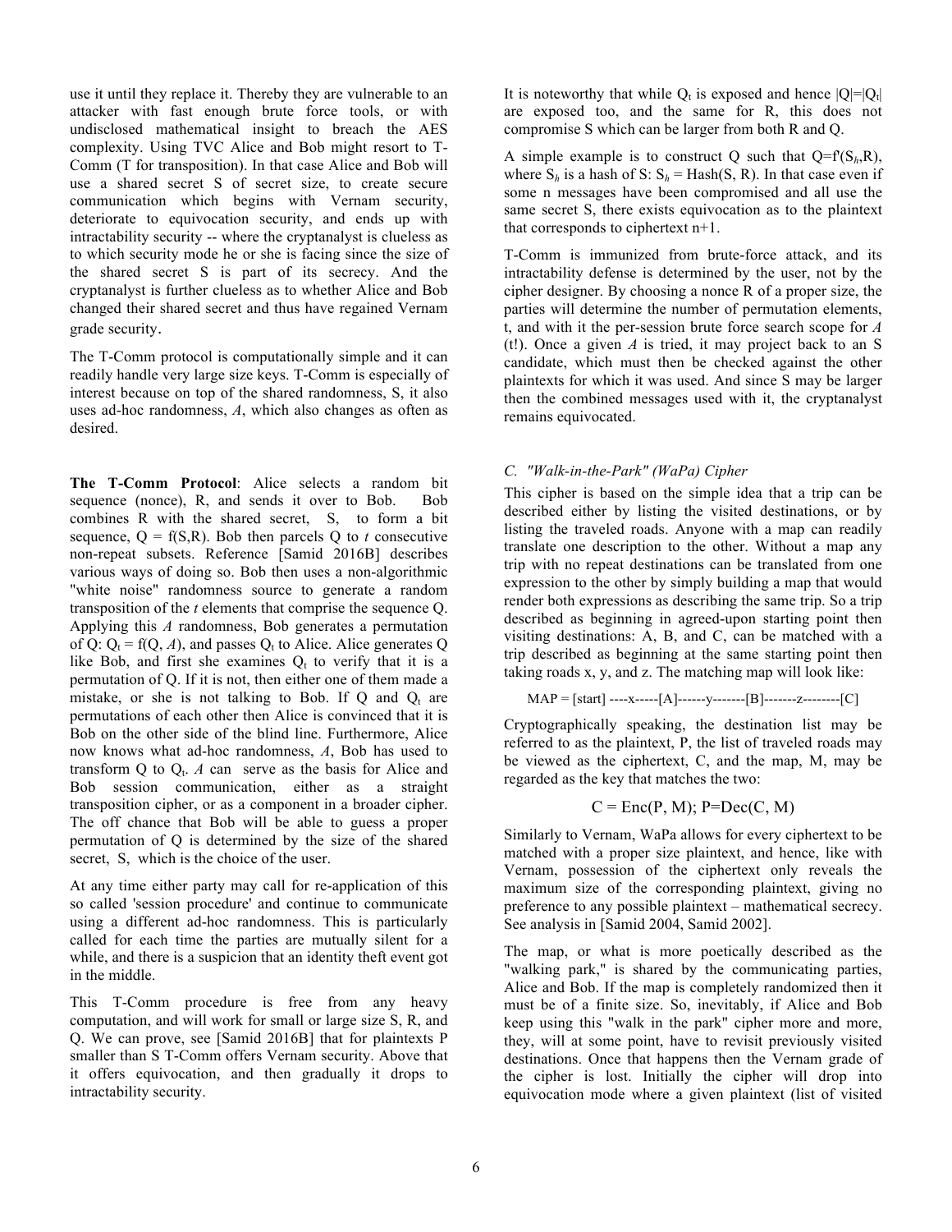use it until they replace it. Thereby they are vulnerable to an attacker with fast enough brute force tools, or with undisclosed mathematical insight to breach the AES complexity. Using TVC Alice and Bob might resort to T-Comm (T for transposition). In that case Alice and Bob will use a shared secret S of secret size, to create secure communication which begins with Vernam security, deteriorate to equivocation security, and ends up with intractability security -- where the cryptanalyst is clueless as to which security mode he or she is facing since the size of the shared secret S is part of its secrecy. And the cryptanalyst is further clueless as to whether Alice and Bob changed their shared secret and thus have regained Vernam grade security.

The T-Comm protocol is computationally simple and it can readily handle very large size keys. T-Comm is especially of interest because on top of the shared randomness, S, it also uses ad-hoc randomness, *A*, which also changes as often as desired.

**The T-Comm Protocol**: Alice selects a random bit sequence (nonce), R, and sends it over to Bob. Bob combines R with the shared secret, S, to form a bit sequence, Q = f(S,R). Bob then parcels Q to *t* consecutive non-repeat subsets. Reference [Samid 2016B] describes various ways of doing so. Bob then uses a non-algorithmic "white noise" randomness source to generate a random transposition of the *t* elements that comprise the sequence Q. Applying this *A* randomness, Bob generates a permutation of Q: $Q_t = f(Q, A)$, and passes $Q_t$ to Alice. Alice generates Q like Bob, and first she examines $Q_t$ to verify that it is a permutation of Q. If it is not, then either one of them made a mistake, or she is not talking to Bob. If Q and $Q_t$ are permutations of each other then Alice is convinced that it is Bob on the other side of the blind line. Furthermore, Alice now knows what ad-hoc randomness, *A*, Bob has used to transform Q to $Q_t$. *A* can serve as the basis for Alice and Bob session communication, either as a straight transposition cipher, or as a component in a broader cipher. The off chance that Bob will be able to guess a proper permutation of Q is determined by the size of the shared secret, S, which is the choice of the user.

At any time either party may call for re-application of this so called 'session procedure' and continue to communicate using a different ad-hoc randomness. This is particularly called for each time the parties are mutually silent for a while, and there is a suspicion that an identity theft event got in the middle.

This T-Comm procedure is free from any heavy computation, and will work for small or large size S, R, and Q. We can prove, see [Samid 2016B] that for plaintexts P smaller than S T-Comm offers Vernam security. Above that it offers equivocation, and then gradually it drops to intractability security.

It is noteworthy that while $Q_t$ is exposed and hence $|Q|=|Q_t|$ are exposed too, and the same for R, this does not compromise S which can be larger from both R and Q.

A simple example is to construct Q such that $Q=f'(S_h,R)$, where $S_h$ is a hash of S: $S_h = \text{Hash}(S, R)$. In that case even if some n messages have been compromised and all use the same secret S, there exists equivocation as to the plaintext that corresponds to ciphertext n+1.

T-Comm is immunized from brute-force attack, and its intractability defense is determined by the user, not by the cipher designer. By choosing a nonce R of a proper size, the parties will determine the number of permutation elements, t, and with it the per-session brute force search scope for *A* (t!). Once a given *A* is tried, it may project back to an S candidate, which must then be checked against the other plaintexts for which it was used. And since S may be larger then the combined messages used with it, the cryptanalyst remains equivocated.

### *C. "Walk-in-the-Park" (WaPa) Cipher*

This cipher is based on the simple idea that a trip can be described either by listing the visited destinations, or by listing the traveled roads. Anyone with a map can readily translate one description to the other. Without a map any trip with no repeat destinations can be translated from one expression to the other by simply building a map that would render both expressions as describing the same trip. So a trip described as beginning in agreed-upon starting point then visiting destinations: A, B, and C, can be matched with a trip described as beginning at the same starting point then taking roads x, y, and z. The matching map will look like:

MAP = [start] ----x-----[A]------y-------[B]-------z--------[C]

Cryptographically speaking, the destination list may be referred to as the plaintext, P, the list of traveled roads may be viewed as the ciphertext, C, and the map, M, may be regarded as the key that matches the two:

$$C = \text{Enc}(P, M); \quad P=\text{Dec}(C, M)$$

Similarly to Vernam, WaPa allows for every ciphertext to be matched with a proper size plaintext, and hence, like with Vernam, possession of the ciphertext only reveals the maximum size of the corresponding plaintext, giving no preference to any possible plaintext – mathematical secrecy. See analysis in [Samid 2004, Samid 2002].

The map, or what is more poetically described as the "walking park," is shared by the communicating parties, Alice and Bob. If the map is completely randomized then it must be of a finite size. So, inevitably, if Alice and Bob keep using this "walk in the park" cipher more and more, they, will at some point, have to revisit previously visited destinations. Once that happens then the Vernam grade of the cipher is lost. Initially the cipher will drop into equivocation mode where a given plaintext (list of visited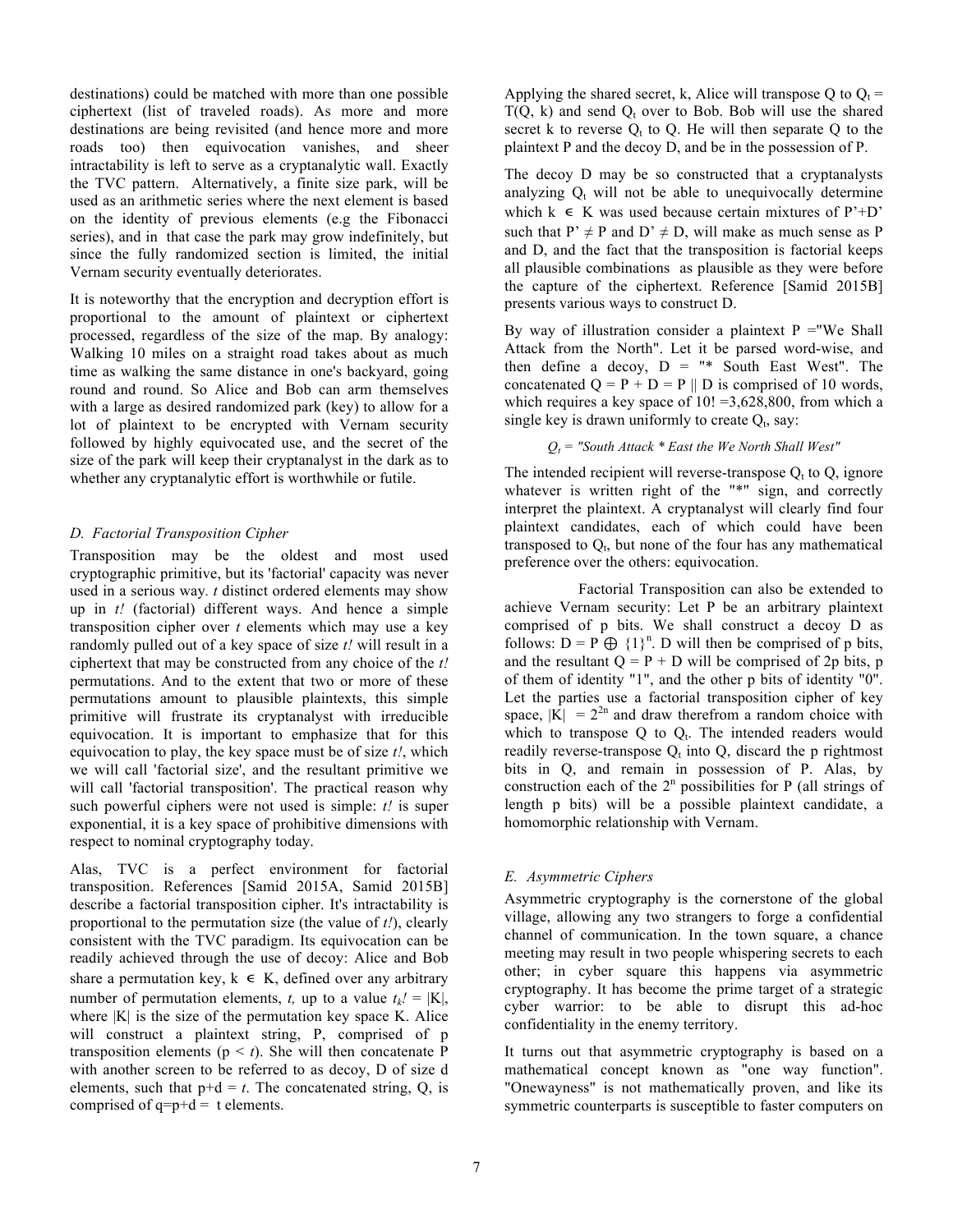destinations) could be matched with more than one possible ciphertext (list of traveled roads). As more and more destinations are being revisited (and hence more and more roads too) then equivocation vanishes, and sheer intractability is left to serve as a cryptanalytic wall. Exactly the TVC pattern. Alternatively, a finite size park, will be used as an arithmetic series where the next element is based on the identity of previous elements (e.g the Fibonacci series), and in that case the park may grow indefinitely, but since the fully randomized section is limited, the initial Vernam security eventually deteriorates.

It is noteworthy that the encryption and decryption effort is proportional to the amount of plaintext or ciphertext processed, regardless of the size of the map. By analogy: Walking 10 miles on a straight road takes about as much time as walking the same distance in one's backyard, going round and round. So Alice and Bob can arm themselves with a large as desired randomized park (key) to allow for a lot of plaintext to be encrypted with Vernam security followed by highly equivocated use, and the secret of the size of the park will keep their cryptanalyst in the dark as to whether any cryptanalytic effort is worthwhile or futile.

### D. Factorial Transposition Cipher

Transposition may be the oldest and most used cryptographic primitive, but its 'factorial' capacity was never used in a serious way. $t$ distinct ordered elements may show up in $t!$ (factorial) different ways. And hence a simple transposition cipher over $t$ elements which may use a key randomly pulled out of a key space of size $t!$ will result in a ciphertext that may be constructed from any choice of the $t!$ permutations. And to the extent that two or more of these permutations amount to plausible plaintexts, this simple primitive will frustrate its cryptanalyst with irreducible equivocation. It is important to emphasize that for this equivocation to play, the key space must be of size $t!$, which we will call 'factorial size', and the resultant primitive we will call 'factorial transposition'. The practical reason why such powerful ciphers were not used is simple: $t!$ is super exponential, it is a key space of prohibitive dimensions with respect to nominal cryptography today.

Alas, TVC is a perfect environment for factorial transposition. References [Samid 2015A, Samid 2015B] describe a factorial transposition cipher. It's intractability is proportional to the permutation size (the value of $t!$), clearly consistent with the TVC paradigm. Its equivocation can be readily achieved through the use of decoy: Alice and Bob share a permutation key, $k \in K$, defined over any arbitrary number of permutation elements, $t$, up to a value $t_k! = |K|$, where $|K|$ is the size of the permutation key space K. Alice will construct a plaintext string, P, comprised of p transposition elements ($p < t$). She will then concatenate P with another screen to be referred to as decoy, D of size d elements, such that $p+d = t$. The concatenated string, Q, is comprised of $q=p+d = t$ elements.

Applying the shared secret, k, Alice will transpose Q to $Q_t = T(Q, k)$ and send $Q_t$ over to Bob. Bob will use the shared secret k to reverse $Q_t$ to Q. He will then separate Q to the plaintext P and the decoy D, and be in the possession of P.

The decoy D may be so constructed that a cryptanalysts analyzing $Q_t$ will not be able to unequivocally determine which $k \in K$ was used because certain mixtures of P'+D' such that $P' \neq P$ and $D' \neq D$, will make as much sense as P and D, and the fact that the transposition is factorial keeps all plausible combinations as plausible as they were before the capture of the ciphertext. Reference [Samid 2015B] presents various ways to construct D.

By way of illustration consider a plaintext P ="We Shall Attack from the North". Let it be parsed word-wise, and then define a decoy, D = "* South East West". The concatenated $Q = P + D = P \| D$ is comprised of 10 words, which requires a key space of 10! =3,628,800, from which a single key is drawn uniformly to create $Q_t$, say:

$Q_t$ = "South Attack * East the We North Shall West"

The intended recipient will reverse-transpose $Q_t$ to Q, ignore whatever is written right of the "*" sign, and correctly interpret the plaintext. A cryptanalyst will clearly find four plaintext candidates, each of which could have been transposed to $Q_t$, but none of the four has any mathematical preference over the others: equivocation.

Factorial Transposition can also be extended to achieve Vernam security: Let P be an arbitrary plaintext comprised of p bits. We shall construct a decoy D as follows: $D = P \oplus \{1\}^n$. D will then be comprised of p bits, and the resultant Q = P + D will be comprised of 2p bits, p of them of identity "1", and the other p bits of identity "0". Let the parties use a factorial transposition cipher of key space, $|K| = 2^{2n}$ and draw therefrom a random choice with which to transpose Q to $Q_t$. The intended readers would readily reverse-transpose $Q_t$ into Q, discard the p rightmost bits in Q, and remain in possession of P. Alas, by construction each of the $2^n$ possibilities for P (all strings of length p bits) will be a possible plaintext candidate, a homomorphic relationship with Vernam.

### E. Asymmetric Ciphers

Asymmetric cryptography is the cornerstone of the global village, allowing any two strangers to forge a confidential channel of communication. In the town square, a chance meeting may result in two people whispering secrets to each other; in cyber square this happens via asymmetric cryptography. It has become the prime target of a strategic cyber warrior: to be able to disrupt this ad-hoc confidentiality in the enemy territory.

It turns out that asymmetric cryptography is based on a mathematical concept known as "one way function". "Onewayness" is not mathematically proven, and like its symmetric counterparts is susceptible to faster computers on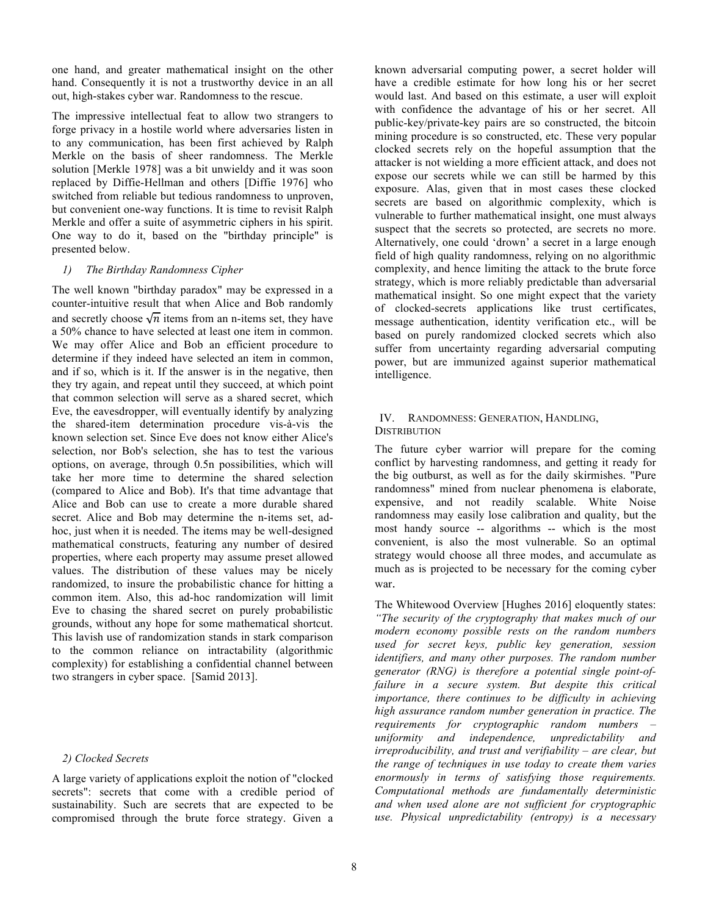one hand, and greater mathematical insight on the other hand. Consequently it is not a trustworthy device in an all out, high-stakes cyber war. Randomness to the rescue.

The impressive intellectual feat to allow two strangers to forge privacy in a hostile world where adversaries listen in to any communication, has been first achieved by Ralph Merkle on the basis of sheer randomness. The Merkle solution [Merkle 1978] was a bit unwieldy and it was soon replaced by Diffie-Hellman and others [Diffie 1976] who switched from reliable but tedious randomness to unproven, but convenient one-way functions. It is time to revisit Ralph Merkle and offer a suite of asymmetric ciphers in his spirit. One way to do it, based on the "birthday principle" is presented below.

### *1) The Birthday Randomness Cipher*

The well known "birthday paradox" may be expressed in a counter-intuitive result that when Alice and Bob randomly and secretly choose $\sqrt{n}$ items from an n-items set, they have a 50% chance to have selected at least one item in common. We may offer Alice and Bob an efficient procedure to determine if they indeed have selected an item in common, and if so, which is it. If the answer is in the negative, then they try again, and repeat until they succeed, at which point that common selection will serve as a shared secret, which Eve, the eavesdropper, will eventually identify by analyzing the shared-item determination procedure vis-à-vis the known selection set. Since Eve does not know either Alice's selection, nor Bob's selection, she has to test the various options, on average, through 0.5n possibilities, which will take her more time to determine the shared selection (compared to Alice and Bob). It's that time advantage that Alice and Bob can use to create a more durable shared secret. Alice and Bob may determine the n-items set, ad-hoc, just when it is needed. The items may be well-designed mathematical constructs, featuring any number of desired properties, where each property may assume preset allowed values. The distribution of these values may be nicely randomized, to insure the probabilistic chance for hitting a common item. Also, this ad-hoc randomization will limit Eve to chasing the shared secret on purely probabilistic grounds, without any hope for some mathematical shortcut. This lavish use of randomization stands in stark comparison to the common reliance on intractability (algorithmic complexity) for establishing a confidential channel between two strangers in cyber space. [Samid 2013].

### *2) Clocked Secrets*

A large variety of applications exploit the notion of "clocked secrets": secrets that come with a credible period of sustainability. Such are secrets that are expected to be compromised through the brute force strategy. Given a known adversarial computing power, a secret holder will have a credible estimate for how long his or her secret would last. And based on this estimate, a user will exploit with confidence the advantage of his or her secret. All public-key/private-key pairs are so constructed, the bitcoin mining procedure is so constructed, etc. These very popular clocked secrets rely on the hopeful assumption that the attacker is not wielding a more efficient attack, and does not expose our secrets while we can still be harmed by this exposure. Alas, given that in most cases these clocked secrets are based on algorithmic complexity, which is vulnerable to further mathematical insight, one must always suspect that the secrets so protected, are secrets no more. Alternatively, one could 'drown' a secret in a large enough field of high quality randomness, relying on no algorithmic complexity, and hence limiting the attack to the brute force strategy, which is more reliably predictable than adversarial mathematical insight. So one might expect that the variety of clocked-secrets applications like trust certificates, message authentication, identity verification etc., will be based on purely randomized clocked secrets which also suffer from uncertainty regarding adversarial computing power, but are immunized against superior mathematical intelligence.

## IV. Randomness: Generation, Handling, Distribution

The future cyber warrior will prepare for the coming conflict by harvesting randomness, and getting it ready for the big outburst, as well as for the daily skirmishes. "Pure randomness" mined from nuclear phenomena is elaborate, expensive, and not readily scalable. White Noise randomness may easily lose calibration and quality, but the most handy source -- algorithms -- which is the most convenient, is also the most vulnerable. So an optimal strategy would choose all three modes, and accumulate as much as is projected to be necessary for the coming cyber war.

The Whitewood Overview [Hughes 2016] eloquently states: *"The security of the cryptography that makes much of our modern economy possible rests on the random numbers used for secret keys, public key generation, session identifiers, and many other purposes. The random number generator (RNG) is therefore a potential single point-of-failure in a secure system. But despite this critical importance, there continues to be difficulty in achieving high assurance random number generation in practice. The requirements for cryptographic random numbers – uniformity and independence, unpredictability and irreproducibility, and trust and verifiability – are clear, but the range of techniques in use today to create them varies enormously in terms of satisfying those requirements. Computational methods are fundamentally deterministic and when used alone are not sufficient for cryptographic use. Physical unpredictability (entropy) is a necessary*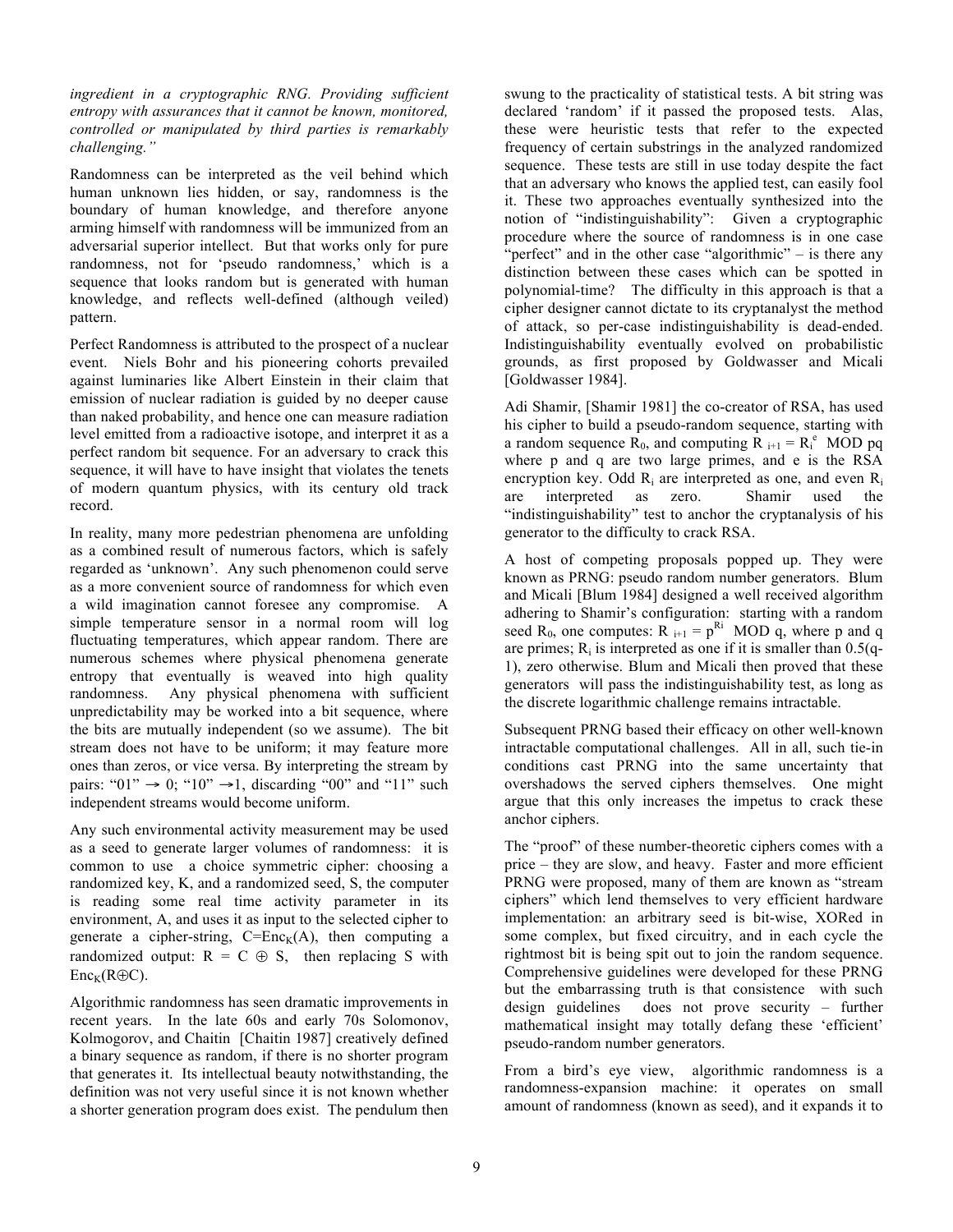*ingredient in a cryptographic RNG. Providing sufficient entropy with assurances that it cannot be known, monitored, controlled or manipulated by third parties is remarkably challenging."*

Randomness can be interpreted as the veil behind which human unknown lies hidden, or say, randomness is the boundary of human knowledge, and therefore anyone arming himself with randomness will be immunized from an adversarial superior intellect. But that works only for pure randomness, not for 'pseudo randomness,' which is a sequence that looks random but is generated with human knowledge, and reflects well-defined (although veiled) pattern.

Perfect Randomness is attributed to the prospect of a nuclear event. Niels Bohr and his pioneering cohorts prevailed against luminaries like Albert Einstein in their claim that emission of nuclear radiation is guided by no deeper cause than naked probability, and hence one can measure radiation level emitted from a radioactive isotope, and interpret it as a perfect random bit sequence. For an adversary to crack this sequence, it will have to have insight that violates the tenets of modern quantum physics, with its century old track record.

In reality, many more pedestrian phenomena are unfolding as a combined result of numerous factors, which is safely regarded as 'unknown'. Any such phenomenon could serve as a more convenient source of randomness for which even a wild imagination cannot foresee any compromise. A simple temperature sensor in a normal room will log fluctuating temperatures, which appear random. There are numerous schemes where physical phenomena generate entropy that eventually is weaved into high quality randomness. Any physical phenomena with sufficient unpredictability may be worked into a bit sequence, where the bits are mutually independent (so we assume). The bit stream does not have to be uniform; it may feature more ones than zeros, or vice versa. By interpreting the stream by pairs: "01" → 0; "10" →1, discarding "00" and "11" such independent streams would become uniform.

Any such environmental activity measurement may be used as a seed to generate larger volumes of randomness: it is common to use a choice symmetric cipher: choosing a randomized key, K, and a randomized seed, S, the computer is reading some real time activity parameter in its environment, A, and uses it as input to the selected cipher to generate a cipher-string, $C=Enc_K(A)$, then computing a randomized output: $R = C \oplus S$, then replacing S with $Enc_K(R \oplus C)$.

Algorithmic randomness has seen dramatic improvements in recent years. In the late 60s and early 70s Solomonov, Kolmogorov, and Chaitin [Chaitin 1987] creatively defined a binary sequence as random, if there is no shorter program that generates it. Its intellectual beauty notwithstanding, the definition was not very useful since it is not known whether a shorter generation program does exist. The pendulum then swung to the practicality of statistical tests. A bit string was declared 'random' if it passed the proposed tests. Alas, these were heuristic tests that refer to the expected frequency of certain substrings in the analyzed randomized sequence. These tests are still in use today despite the fact that an adversary who knows the applied test, can easily fool it. These two approaches eventually synthesized into the notion of "indistinguishability": Given a cryptographic procedure where the source of randomness is in one case "perfect" and in the other case "algorithmic" – is there any distinction between these cases which can be spotted in polynomial-time? The difficulty in this approach is that a cipher designer cannot dictate to its cryptanalyst the method of attack, so per-case indistinguishability is dead-ended. Indistinguishability eventually evolved on probabilistic grounds, as first proposed by Goldwasser and Micali [Goldwasser 1984].

Adi Shamir, [Shamir 1981] the co-creator of RSA, has used his cipher to build a pseudo-random sequence, starting with a random sequence $R_0$, and computing $R_{i+1} = R_i^e \text{ MOD } pq$ where p and q are two large primes, and e is the RSA encryption key. Odd $R_i$ are interpreted as one, and even $R_i$ are interpreted as zero. Shamir used the "indistinguishability" test to anchor the cryptanalysis of his generator to the difficulty to crack RSA.

A host of competing proposals popped up. They were known as PRNG: pseudo random number generators. Blum and Micali [Blum 1984] designed a well received algorithm adhering to Shamir's configuration: starting with a random seed $R_0$, one computes: $R_{i+1} = p^{R_i} \text{ MOD } q$, where p and q are primes; $R_i$ is interpreted as one if it is smaller than 0.5(q-1), zero otherwise. Blum and Micali then proved that these generators will pass the indistinguishability test, as long as the discrete logarithmic challenge remains intractable.

Subsequent PRNG based their efficacy on other well-known intractable computational challenges. All in all, such tie-in conditions cast PRNG into the same uncertainty that overshadows the served ciphers themselves. One might argue that this only increases the impetus to crack these anchor ciphers.

The "proof" of these number-theoretic ciphers comes with a price – they are slow, and heavy. Faster and more efficient PRNG were proposed, many of them are known as "stream ciphers" which lend themselves to very efficient hardware implementation: an arbitrary seed is bit-wise, XORed in some complex, but fixed circuitry, and in each cycle the rightmost bit is being spit out to join the random sequence. Comprehensive guidelines were developed for these PRNG but the embarrassing truth is that consistence with such design guidelines does not prove security – further mathematical insight may totally defang these 'efficient' pseudo-random number generators.

From a bird's eye view, algorithmic randomness is a randomness-expansion machine: it operates on small amount of randomness (known as seed), and it expands it to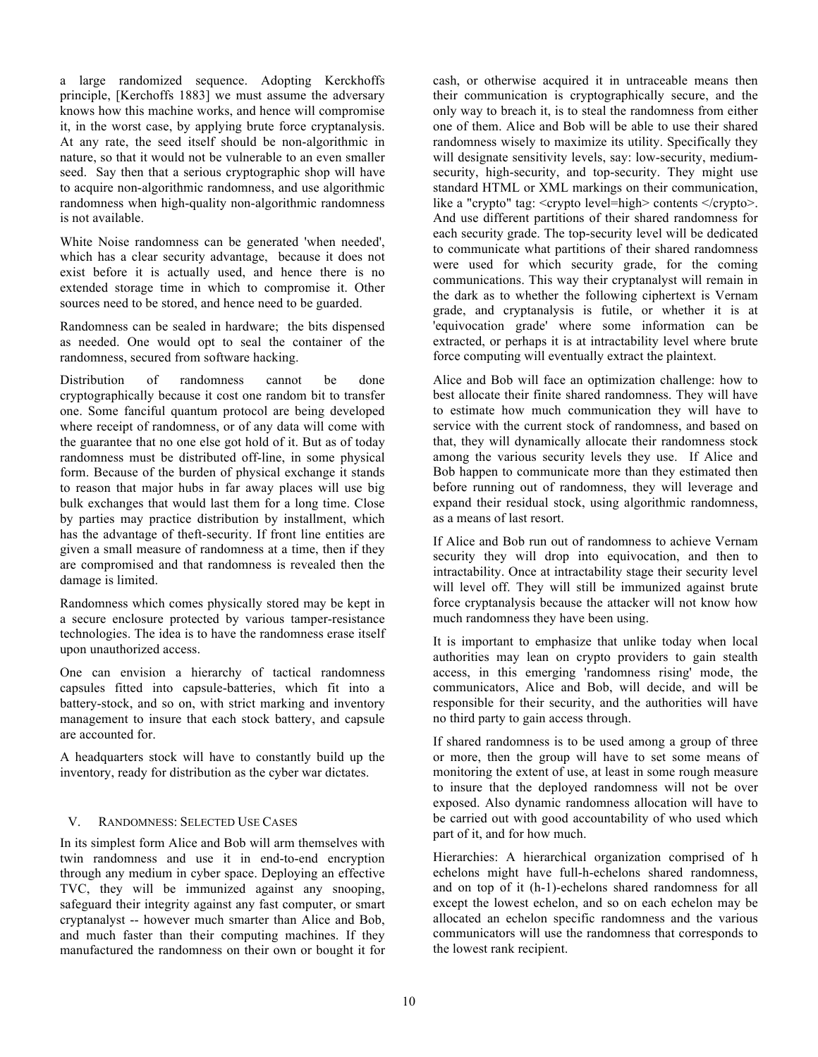a large randomized sequence. Adopting Kerckhoffs principle, [Kerchoffs 1883] we must assume the adversary knows how this machine works, and hence will compromise it, in the worst case, by applying brute force cryptanalysis. At any rate, the seed itself should be non-algorithmic in nature, so that it would not be vulnerable to an even smaller seed. Say then that a serious cryptographic shop will have to acquire non-algorithmic randomness, and use algorithmic randomness when high-quality non-algorithmic randomness is not available.

White Noise randomness can be generated 'when needed', which has a clear security advantage, because it does not exist before it is actually used, and hence there is no extended storage time in which to compromise it. Other sources need to be stored, and hence need to be guarded.

Randomness can be sealed in hardware; the bits dispensed as needed. One would opt to seal the container of the randomness, secured from software hacking.

Distribution of randomness cannot be done cryptographically because it cost one random bit to transfer one. Some fanciful quantum protocol are being developed where receipt of randomness, or of any data will come with the guarantee that no one else got hold of it. But as of today randomness must be distributed off-line, in some physical form. Because of the burden of physical exchange it stands to reason that major hubs in far away places will use big bulk exchanges that would last them for a long time. Close by parties may practice distribution by installment, which has the advantage of theft-security. If front line entities are given a small measure of randomness at a time, then if they are compromised and that randomness is revealed then the damage is limited.

Randomness which comes physically stored may be kept in a secure enclosure protected by various tamper-resistance technologies. The idea is to have the randomness erase itself upon unauthorized access.

One can envision a hierarchy of tactical randomness capsules fitted into capsule-batteries, which fit into a battery-stock, and so on, with strict marking and inventory management to insure that each stock battery, and capsule are accounted for.

A headquarters stock will have to constantly build up the inventory, ready for distribution as the cyber war dictates.

## V. Randomness: Selected Use Cases

In its simplest form Alice and Bob will arm themselves with twin randomness and use it in end-to-end encryption through any medium in cyber space. Deploying an effective TVC, they will be immunized against any snooping, safeguard their integrity against any fast computer, or smart cryptanalyst -- however much smarter than Alice and Bob, and much faster than their computing machines. If they manufactured the randomness on their own or bought it for cash, or otherwise acquired it in untraceable means then their communication is cryptographically secure, and the only way to breach it, is to steal the randomness from either one of them. Alice and Bob will be able to use their shared randomness wisely to maximize its utility. Specifically they will designate sensitivity levels, say: low-security, medium-security, high-security, and top-security. They might use standard HTML or XML markings on their communication, like a "crypto" tag: <crypto level=high> contents </crypto>. And use different partitions of their shared randomness for each security grade. The top-security level will be dedicated to communicate what partitions of their shared randomness were used for which security grade, for the coming communications. This way their cryptanalyst will remain in the dark as to whether the following ciphertext is Vernam grade, and cryptanalysis is futile, or whether it is at 'equivocation grade' where some information can be extracted, or perhaps it is at intractability level where brute force computing will eventually extract the plaintext.

Alice and Bob will face an optimization challenge: how to best allocate their finite shared randomness. They will have to estimate how much communication they will have to service with the current stock of randomness, and based on that, they will dynamically allocate their randomness stock among the various security levels they use. If Alice and Bob happen to communicate more than they estimated then before running out of randomness, they will leverage and expand their residual stock, using algorithmic randomness, as a means of last resort.

If Alice and Bob run out of randomness to achieve Vernam security they will drop into equivocation, and then to intractability. Once at intractability stage their security level will level off. They will still be immunized against brute force cryptanalysis because the attacker will not know how much randomness they have been using.

It is important to emphasize that unlike today when local authorities may lean on crypto providers to gain stealth access, in this emerging 'randomness rising' mode, the communicators, Alice and Bob, will decide, and will be responsible for their security, and the authorities will have no third party to gain access through.

If shared randomness is to be used among a group of three or more, then the group will have to set some means of monitoring the extent of use, at least in some rough measure to insure that the deployed randomness will not be over exposed. Also dynamic randomness allocation will have to be carried out with good accountability of who used which part of it, and for how much.

Hierarchies: A hierarchical organization comprised of h echelons might have full-h-echelons shared randomness, and on top of it (h-1)-echelons shared randomness for all except the lowest echelon, and so on each echelon may be allocated an echelon specific randomness and the various communicators will use the randomness that corresponds to the lowest rank recipient.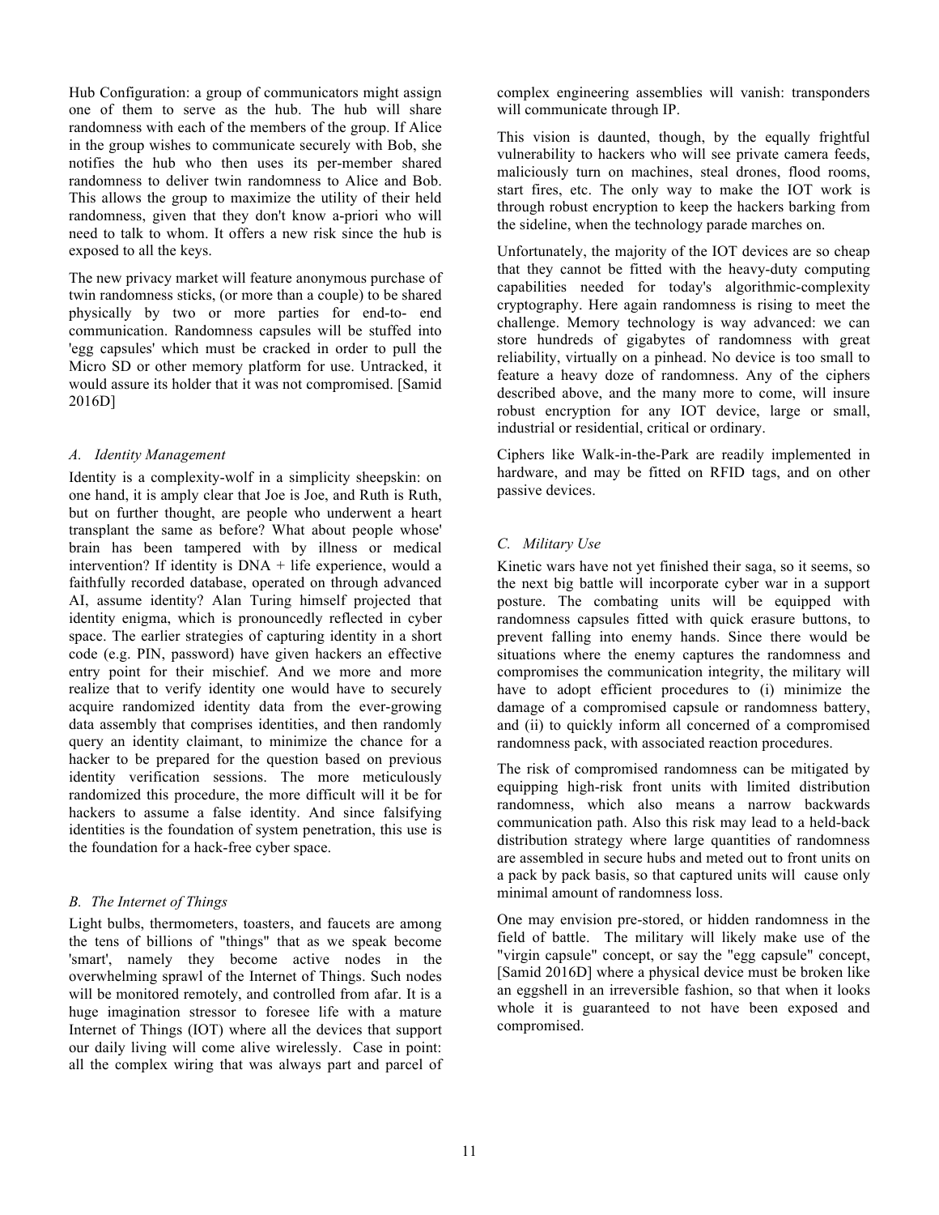Hub Configuration: a group of communicators might assign one of them to serve as the hub. The hub will share randomness with each of the members of the group. If Alice in the group wishes to communicate securely with Bob, she notifies the hub who then uses its per-member shared randomness to deliver twin randomness to Alice and Bob. This allows the group to maximize the utility of their held randomness, given that they don't know a-priori who will need to talk to whom. It offers a new risk since the hub is exposed to all the keys.

The new privacy market will feature anonymous purchase of twin randomness sticks, (or more than a couple) to be shared physically by two or more parties for end-to- end communication. Randomness capsules will be stuffed into 'egg capsules' which must be cracked in order to pull the Micro SD or other memory platform for use. Untracked, it would assure its holder that it was not compromised. [Samid 2016D]

### A. Identity Management

Identity is a complexity-wolf in a simplicity sheepskin: on one hand, it is amply clear that Joe is Joe, and Ruth is Ruth, but on further thought, are people who underwent a heart transplant the same as before? What about people whose' brain has been tampered with by illness or medical intervention? If identity is DNA + life experience, would a faithfully recorded database, operated on through advanced AI, assume identity? Alan Turing himself projected that identity enigma, which is pronouncedly reflected in cyber space. The earlier strategies of capturing identity in a short code (e.g. PIN, password) have given hackers an effective entry point for their mischief. And we more and more realize that to verify identity one would have to securely acquire randomized identity data from the ever-growing data assembly that comprises identities, and then randomly query an identity claimant, to minimize the chance for a hacker to be prepared for the question based on previous identity verification sessions. The more meticulously randomized this procedure, the more difficult will it be for hackers to assume a false identity. And since falsifying identities is the foundation of system penetration, this use is the foundation for a hack-free cyber space.

### B. The Internet of Things

Light bulbs, thermometers, toasters, and faucets are among the tens of billions of "things" that as we speak become 'smart', namely they become active nodes in the overwhelming sprawl of the Internet of Things. Such nodes will be monitored remotely, and controlled from afar. It is a huge imagination stressor to foresee life with a mature Internet of Things (IOT) where all the devices that support our daily living will come alive wirelessly. Case in point: all the complex wiring that was always part and parcel of complex engineering assemblies will vanish: transponders will communicate through IP.

This vision is daunted, though, by the equally frightful vulnerability to hackers who will see private camera feeds, maliciously turn on machines, steal drones, flood rooms, start fires, etc. The only way to make the IOT work is through robust encryption to keep the hackers barking from the sideline, when the technology parade marches on.

Unfortunately, the majority of the IOT devices are so cheap that they cannot be fitted with the heavy-duty computing capabilities needed for today's algorithmic-complexity cryptography. Here again randomness is rising to meet the challenge. Memory technology is way advanced: we can store hundreds of gigabytes of randomness with great reliability, virtually on a pinhead. No device is too small to feature a heavy doze of randomness. Any of the ciphers described above, and the many more to come, will insure robust encryption for any IOT device, large or small, industrial or residential, critical or ordinary.

Ciphers like Walk-in-the-Park are readily implemented in hardware, and may be fitted on RFID tags, and on other passive devices.

### C. Military Use

Kinetic wars have not yet finished their saga, so it seems, so the next big battle will incorporate cyber war in a support posture. The combating units will be equipped with randomness capsules fitted with quick erasure buttons, to prevent falling into enemy hands. Since there would be situations where the enemy captures the randomness and compromises the communication integrity, the military will have to adopt efficient procedures to (i) minimize the damage of a compromised capsule or randomness battery, and (ii) to quickly inform all concerned of a compromised randomness pack, with associated reaction procedures.

The risk of compromised randomness can be mitigated by equipping high-risk front units with limited distribution randomness, which also means a narrow backwards communication path. Also this risk may lead to a held-back distribution strategy where large quantities of randomness are assembled in secure hubs and meted out to front units on a pack by pack basis, so that captured units will cause only minimal amount of randomness loss.

One may envision pre-stored, or hidden randomness in the field of battle. The military will likely make use of the "virgin capsule" concept, or say the "egg capsule" concept, [Samid 2016D] where a physical device must be broken like an eggshell in an irreversible fashion, so that when it looks whole it is guaranteed to not have been exposed and compromised.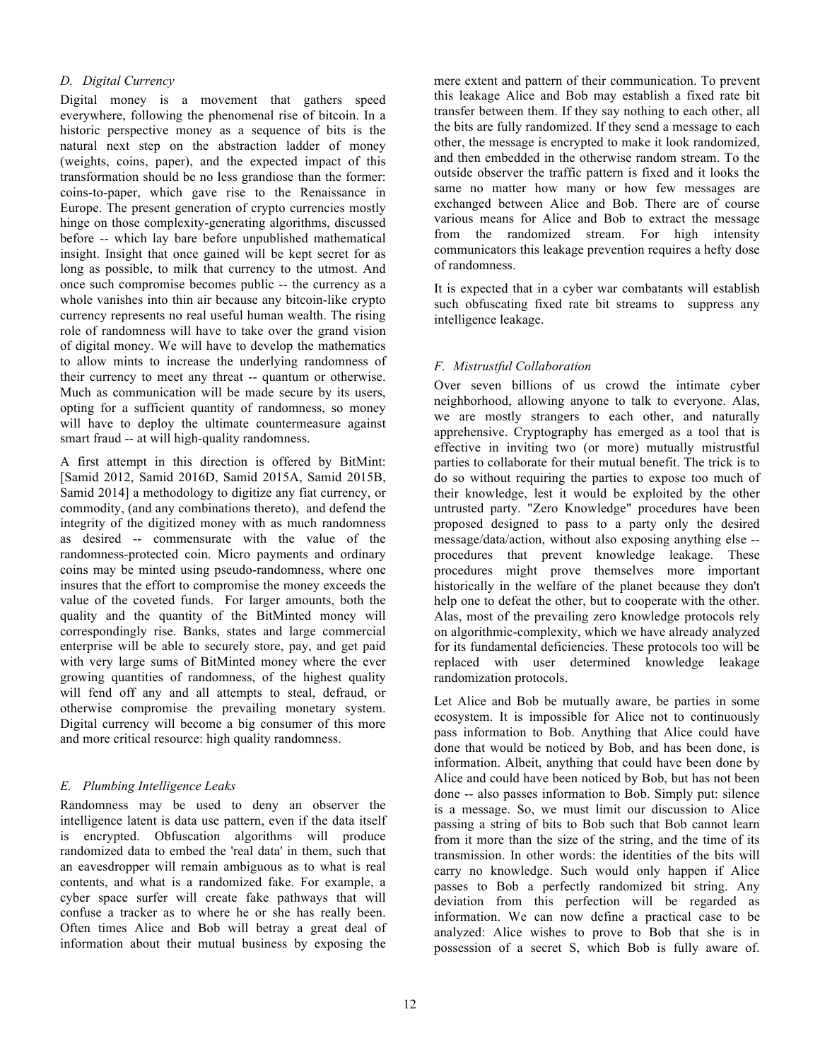### D. Digital Currency

Digital money is a movement that gathers speed everywhere, following the phenomenal rise of bitcoin. In a historic perspective money as a sequence of bits is the natural next step on the abstraction ladder of money (weights, coins, paper), and the expected impact of this transformation should be no less grandiose than the former: coins-to-paper, which gave rise to the Renaissance in Europe. The present generation of crypto currencies mostly hinge on those complexity-generating algorithms, discussed before -- which lay bare before unpublished mathematical insight. Insight that once gained will be kept secret for as long as possible, to milk that currency to the utmost. And once such compromise becomes public -- the currency as a whole vanishes into thin air because any bitcoin-like crypto currency represents no real useful human wealth. The rising role of randomness will have to take over the grand vision of digital money. We will have to develop the mathematics to allow mints to increase the underlying randomness of their currency to meet any threat -- quantum or otherwise. Much as communication will be made secure by its users, opting for a sufficient quantity of randomness, so money will have to deploy the ultimate countermeasure against smart fraud -- at will high-quality randomness.

A first attempt in this direction is offered by BitMint: [Samid 2012, Samid 2016D, Samid 2015A, Samid 2015B, Samid 2014] a methodology to digitize any fiat currency, or commodity, (and any combinations thereto), and defend the integrity of the digitized money with as much randomness as desired -- commensurate with the value of the randomness-protected coin. Micro payments and ordinary coins may be minted using pseudo-randomness, where one insures that the effort to compromise the money exceeds the value of the coveted funds. For larger amounts, both the quality and the quantity of the BitMinted money will correspondingly rise. Banks, states and large commercial enterprise will be able to securely store, pay, and get paid with very large sums of BitMinted money where the ever growing quantities of randomness, of the highest quality will fend off any and all attempts to steal, defraud, or otherwise compromise the prevailing monetary system. Digital currency will become a big consumer of this more and more critical resource: high quality randomness.

### E. Plumbing Intelligence Leaks

Randomness may be used to deny an observer the intelligence latent is data use pattern, even if the data itself is encrypted. Obfuscation algorithms will produce randomized data to embed the 'real data' in them, such that an eavesdropper will remain ambiguous as to what is real contents, and what is a randomized fake. For example, a cyber space surfer will create fake pathways that will confuse a tracker as to where he or she has really been. Often times Alice and Bob will betray a great deal of information about their mutual business by exposing the mere extent and pattern of their communication. To prevent this leakage Alice and Bob may establish a fixed rate bit transfer between them. If they say nothing to each other, all the bits are fully randomized. If they send a message to each other, the message is encrypted to make it look randomized, and then embedded in the otherwise random stream. To the outside observer the traffic pattern is fixed and it looks the same no matter how many or how few messages are exchanged between Alice and Bob. There are of course various means for Alice and Bob to extract the message from the randomized stream. For high intensity communicators this leakage prevention requires a hefty dose of randomness.

It is expected that in a cyber war combatants will establish such obfuscating fixed rate bit streams to suppress any intelligence leakage.

### F. Mistrustful Collaboration

Over seven billions of us crowd the intimate cyber neighborhood, allowing anyone to talk to everyone. Alas, we are mostly strangers to each other, and naturally apprehensive. Cryptography has emerged as a tool that is effective in inviting two (or more) mutually mistrustful parties to collaborate for their mutual benefit. The trick is to do so without requiring the parties to expose too much of their knowledge, lest it would be exploited by the other untrusted party. "Zero Knowledge" procedures have been proposed designed to pass to a party only the desired message/data/action, without also exposing anything else -- procedures that prevent knowledge leakage. These procedures might prove themselves more important historically in the welfare of the planet because they don't help one to defeat the other, but to cooperate with the other. Alas, most of the prevailing zero knowledge protocols rely on algorithmic-complexity, which we have already analyzed for its fundamental deficiencies. These protocols too will be replaced with user determined knowledge leakage randomization protocols.

Let Alice and Bob be mutually aware, be parties in some ecosystem. It is impossible for Alice not to continuously pass information to Bob. Anything that Alice could have done that would be noticed by Bob, and has been done, is information. Albeit, anything that could have been done by Alice and could have been noticed by Bob, but has not been done -- also passes information to Bob. Simply put: silence is a message. So, we must limit our discussion to Alice passing a string of bits to Bob such that Bob cannot learn from it more than the size of the string, and the time of its transmission. In other words: the identities of the bits will carry no knowledge. Such would only happen if Alice passes to Bob a perfectly randomized bit string. Any deviation from this perfection will be regarded as information. We can now define a practical case to be analyzed: Alice wishes to prove to Bob that she is in possession of a secret S, which Bob is fully aware of.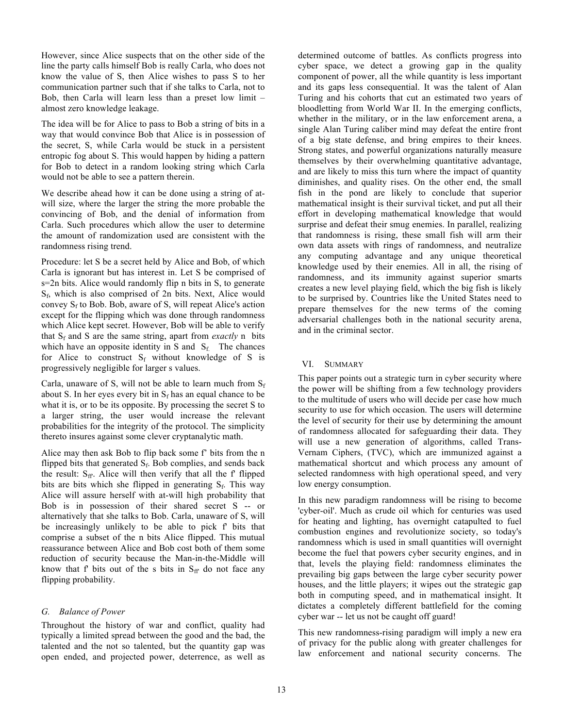However, since Alice suspects that on the other side of the line the party calls himself Bob is really Carla, who does not know the value of S, then Alice wishes to pass S to her communication partner such that if she talks to Carla, not to Bob, then Carla will learn less than a preset low limit – almost zero knowledge leakage.

The idea will be for Alice to pass to Bob a string of bits in a way that would convince Bob that Alice is in possession of the secret, S, while Carla would be stuck in a persistent entropic fog about S. This would happen by hiding a pattern for Bob to detect in a random looking string which Carla would not be able to see a pattern therein.

We describe ahead how it can be done using a string of at-will size, where the larger the string the more probable the convincing of Bob, and the denial of information from Carla. Such procedures which allow the user to determine the amount of randomization used are consistent with the randomness rising trend.

Procedure: let S be a secret held by Alice and Bob, of which Carla is ignorant but has interest in. Let S be comprised of s=2n bits. Alice would randomly flip n bits in S, to generate $S_f$, which is also comprised of 2n bits. Next, Alice would convey $S_f$ to Bob. Bob, aware of S, will repeat Alice's action except for the flipping which was done through randomness which Alice kept secret. However, Bob will be able to verify that $S_f$ and S are the same string, apart from *exactly* n bits which have an opposite identity in S and $S_f$. The chances for Alice to construct $S_f$ without knowledge of S is progressively negligible for larger s values.

Carla, unaware of S, will not be able to learn much from $S_f$ about S. In her eyes every bit in $S_f$ has an equal chance to be what it is, or to be its opposite. By processing the secret S to a larger string, the user would increase the relevant probabilities for the integrity of the protocol. The simplicity thereto insures against some clever cryptanalytic math.

Alice may then ask Bob to flip back some f' bits from the n flipped bits that generated $S_f$. Bob complies, and sends back the result: $S_{ff'}$. Alice will then verify that all the f' flipped bits are bits which she flipped in generating $S_f$. This way Alice will assure herself with at-will high probability that Bob is in possession of their shared secret S -- or alternatively that she talks to Bob. Carla, unaware of S, will be increasingly unlikely to be able to pick f' bits that comprise a subset of the n bits Alice flipped. This mutual reassurance between Alice and Bob cost both of them some reduction of security because the Man-in-the-Middle will know that f' bits out of the s bits in $S_{ff'}$ do not face any flipping probability.

### G. Balance of Power

Throughout the history of war and conflict, quality had typically a limited spread between the good and the bad, the talented and the not so talented, but the quantity gap was open ended, and projected power, deterrence, as well as determined outcome of battles. As conflicts progress into cyber space, we detect a growing gap in the quality component of power, all the while quantity is less important and its gaps less consequential. It was the talent of Alan Turing and his cohorts that cut an estimated two years of bloodletting from World War II. In the emerging conflicts, whether in the military, or in the law enforcement arena, a single Alan Turing caliber mind may defeat the entire front of a big state defense, and bring empires to their knees. Strong states, and powerful organizations naturally measure themselves by their overwhelming quantitative advantage, and are likely to miss this turn where the impact of quantity diminishes, and quality rises. On the other end, the small fish in the pond are likely to conclude that superior mathematical insight is their survival ticket, and put all their effort in developing mathematical knowledge that would surprise and defeat their smug enemies. In parallel, realizing that randomness is rising, these small fish will arm their own data assets with rings of randomness, and neutralize any computing advantage and any unique theoretical knowledge used by their enemies. All in all, the rising of randomness, and its immunity against superior smarts creates a new level playing field, which the big fish is likely to be surprised by. Countries like the United States need to prepare themselves for the new terms of the coming adversarial challenges both in the national security arena, and in the criminal sector.

## VI. Summary

This paper points out a strategic turn in cyber security where the power will be shifting from a few technology providers to the multitude of users who will decide per case how much security to use for which occasion. The users will determine the level of security for their use by determining the amount of randomness allocated for safeguarding their data. They will use a new generation of algorithms, called Trans-Vernam Ciphers, (TVC), which are immunized against a mathematical shortcut and which process any amount of selected randomness with high operational speed, and very low energy consumption.

In this new paradigm randomness will be rising to become 'cyber-oil'. Much as crude oil which for centuries was used for heating and lighting, has overnight catapulted to fuel combustion engines and revolutionize society, so today's randomness which is used in small quantities will overnight become the fuel that powers cyber security engines, and in that, levels the playing field: randomness eliminates the prevailing big gaps between the large cyber security power houses, and the little players; it wipes out the strategic gap both in computing speed, and in mathematical insight. It dictates a completely different battlefield for the coming cyber war -- let us not be caught off guard!

This new randomness-rising paradigm will imply a new era of privacy for the public along with greater challenges for law enforcement and national security concerns. The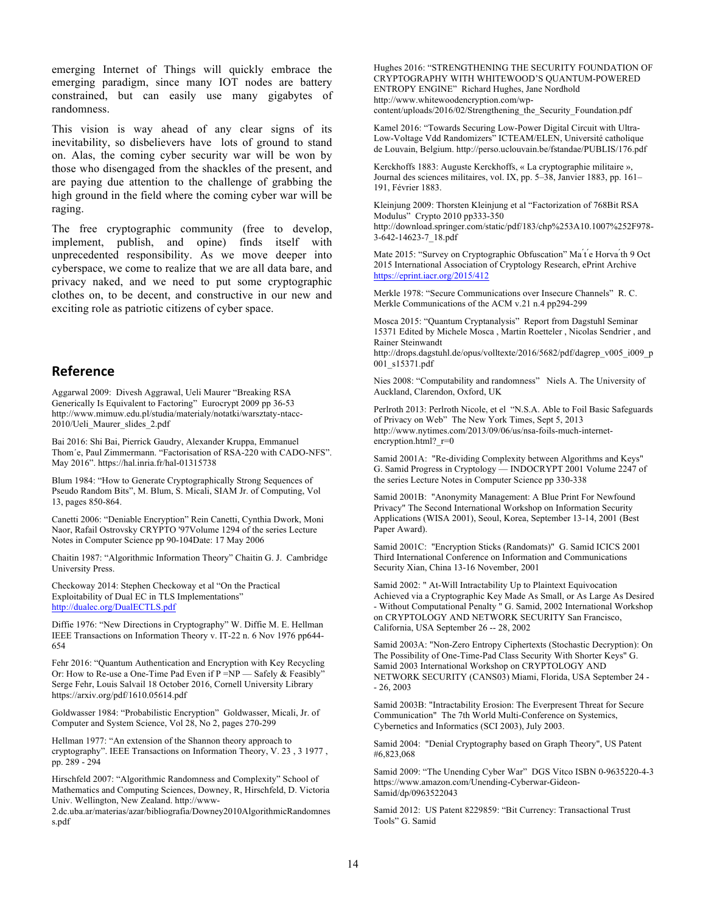emerging Internet of Things will quickly embrace the emerging paradigm, since many IOT nodes are battery constrained, but can easily use many gigabytes of randomness.

This vision is way ahead of any clear signs of its inevitability, so disbelievers have lots of ground to stand on. Alas, the coming cyber security war will be won by those who disengaged from the shackles of the present, and are paying due attention to the challenge of grabbing the high ground in the field where the coming cyber war will be raging.

The free cryptographic community (free to develop, implement, publish, and opine) finds itself with unprecedented responsibility. As we move deeper into cyberspace, we come to realize that we are all data bare, and privacy naked, and we need to put some cryptographic clothes on, to be decent, and constructive in our new and exciting role as patriotic citizens of cyber space.

## Reference

Aggarwal 2009: Divesh Aggrawal, Ueli Maurer "Breaking RSA Generically Is Equivalent to Factoring" Eurocrypt 2009 pp 36-53 http://www.mimuw.edu.pl/studia/materialy/notatki/warsztaty-ntacc-2010/Ueli_Maurer_slides_2.pdf

Bai 2016: Shi Bai, Pierrick Gaudry, Alexander Kruppa, Emmanuel Thom´e, Paul Zimmermann. "Factorisation of RSA-220 with CADO-NFS". May 2016". https://hal.inria.fr/hal-01315738

Blum 1984: "How to Generate Cryptographically Strong Sequences of Pseudo Random Bits", M. Blum, S. Micali, SIAM Jr. of Computing, Vol 13, pages 850-864.

Canetti 2006: "Deniable Encryption" Rein Canetti, Cynthia Dwork, Moni Naor, Rafail Ostrovsky CRYPTO '97Volume 1294 of the series Lecture Notes in Computer Science pp 90-104Date: 17 May 2006

Chaitin 1987: "Algorithmic Information Theory" Chaitin G. J. Cambridge University Press.

Checkoway 2014: Stephen Checkoway et al "On the Practical Exploitability of Dual EC in TLS Implementations" http://dualec.org/DualECTLS.pdf

Diffie 1976: "New Directions in Cryptography" W. Diffie M. E. Hellman IEEE Transactions on Information Theory v. IT-22 n. 6 Nov 1976 pp644-654

Fehr 2016: "Quantum Authentication and Encryption with Key Recycling Or: How to Re-use a One-Time Pad Even if P =NP — Safely & Feasibly" Serge Fehr, Louis Salvail 18 October 2016, Cornell University Library https://arxiv.org/pdf/1610.05614.pdf

Goldwasser 1984: "Probabilistic Encryption" Goldwasser, Micali, Jr. of Computer and System Science, Vol 28, No 2, pages 270-299

Hellman 1977: "An extension of the Shannon theory approach to cryptography". IEEE Transactions on Information Theory, V. 23 , 3 1977 , pp. 289 - 294

Hirschfeld 2007: "Algorithmic Randomness and Complexity" School of Mathematics and Computing Sciences, Downey, R, Hirschfeld, D. Victoria Univ. Wellington, New Zealand. http://www-2.dc.uba.ar/materias/azar/bibliografia/Downey2010AlgorithmicRandomness.pdf

Hughes 2016: "STRENGTHENING THE SECURITY FOUNDATION OF CRYPTOGRAPHY WITH WHITEWOOD'S QUANTUM-POWERED ENTROPY ENGINE" Richard Hughes, Jane Nordhold http://www.whitewoodencryption.com/wp-content/uploads/2016/02/Strengthening_the_Security_Foundation.pdf

Kamel 2016: "Towards Securing Low-Power Digital Circuit with Ultra-Low-Voltage Vdd Randomizers" ICTEAM/ELEN, Université catholique de Louvain, Belgium. http://perso.uclouvain.be/fstandae/PUBLIS/176.pdf

Kerckhoffs 1883: Auguste Kerckhoffs, « La cryptographie militaire », Journal des sciences militaires, vol. IX, pp. 5–38, Janvier 1883, pp. 161–191, Février 1883.

Kleinjung 2009: Thorsten Kleinjung et al "Factorization of 768Bit RSA Modulus" Crypto 2010 pp333-350 http://download.springer.com/static/pdf/183/chp%253A10.1007%252F978-3-642-14623-7_18.pdf

Mate 2015: "Survey on Cryptographic Obfuscation" Ma´t´e Horva´th 9 Oct 2015 International Association of Cryptology Research, ePrint Archive https://eprint.iacr.org/2015/412

Merkle 1978: "Secure Communications over Insecure Channels" R. C. Merkle Communications of the ACM v.21 n.4 pp294-299

Mosca 2015: "Quantum Cryptanalysis" Report from Dagstuhl Seminar 15371 Edited by Michele Mosca , Martin Roetteler , Nicolas Sendrier , and Rainer Steinwandt http://drops.dagstuhl.de/opus/volltexte/2016/5682/pdf/dagrep_v005_i009_p001_s15371.pdf

Nies 2008: "Computability and randomness" Niels A. The University of Auckland, Clarendon, Oxford, UK

Perlroth 2013: Perlroth Nicole, et el "N.S.A. Able to Foil Basic Safeguards of Privacy on Web" The New York Times, Sept 5, 2013 http://www.nytimes.com/2013/09/06/us/nsa-foils-much-internet-encryption.html?_r=0

Samid 2001A: "Re-dividing Complexity between Algorithms and Keys" G. Samid Progress in Cryptology — INDOCRYPT 2001 Volume 2247 of the series Lecture Notes in Computer Science pp 330-338

Samid 2001B: "Anonymity Management: A Blue Print For Newfound Privacy" The Second International Workshop on Information Security Applications (WISA 2001), Seoul, Korea, September 13-14, 2001 (Best Paper Award).

Samid 2001C: "Encryption Sticks (Randomats)" G. Samid ICICS 2001 Third International Conference on Information and Communications Security Xian, China 13-16 November, 2001

Samid 2002: " At-Will Intractability Up to Plaintext Equivocation Achieved via a Cryptographic Key Made As Small, or As Large As Desired - Without Computational Penalty " G. Samid, 2002 International Workshop on CRYPTOLOGY AND NETWORK SECURITY San Francisco, California, USA September 26 -- 28, 2002

Samid 2003A: "Non-Zero Entropy Ciphertexts (Stochastic Decryption): On The Possibility of One-Time-Pad Class Security With Shorter Keys" G. Samid 2003 International Workshop on CRYPTOLOGY AND NETWORK SECURITY (CANS03) Miami, Florida, USA September 24 -- 26, 2003

Samid 2003B: "Intractability Erosion: The Everpresent Threat for Secure Communication" The 7th World Multi-Conference on Systemics, Cybernetics and Informatics (SCI 2003), July 2003.

Samid 2004: "Denial Cryptography based on Graph Theory", US Patent #6,823,068

Samid 2009: "The Unending Cyber War" DGS Vitco ISBN 0-9635220-4-3 https://www.amazon.com/Unending-Cyberwar-Gideon-Samid/dp/0963522043

Samid 2012: US Patent 8229859: "Bit Currency: Transactional Trust Tools" G. Samid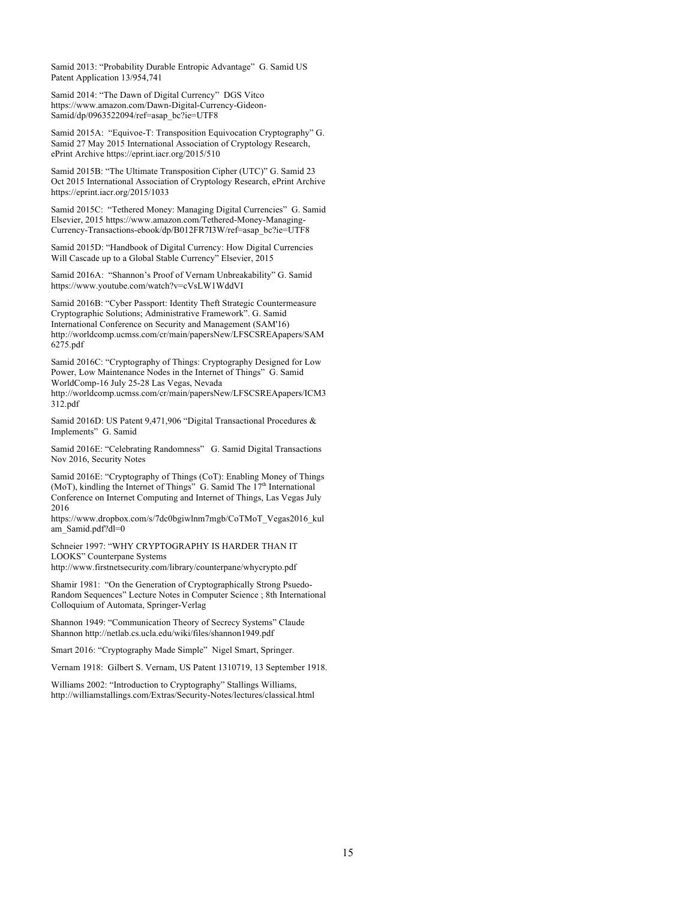Samid 2013: "Probability Durable Entropic Advantage" G. Samid US Patent Application 13/954,741

Samid 2014: "The Dawn of Digital Currency" DGS Vitco https://www.amazon.com/Dawn-Digital-Currency-Gideon-Samid/dp/0963522094/ref=asap_bc?ie=UTF8

Samid 2015A: "Equivoe-T: Transposition Equivocation Cryptography" G. Samid 27 May 2015 International Association of Cryptology Research, ePrint Archive https://eprint.iacr.org/2015/510

Samid 2015B: "The Ultimate Transposition Cipher (UTC)" G. Samid 23 Oct 2015 International Association of Cryptology Research, ePrint Archive https://eprint.iacr.org/2015/1033

Samid 2015C: "Tethered Money: Managing Digital Currencies" G. Samid Elsevier, 2015 https://www.amazon.com/Tethered-Money-Managing-Currency-Transactions-ebook/dp/B012FR7I3W/ref=asap_bc?ie=UTF8

Samid 2015D: "Handbook of Digital Currency: How Digital Currencies Will Cascade up to a Global Stable Currency" Elsevier, 2015

Samid 2016A: "Shannon's Proof of Vernam Unbreakability" G. Samid https://www.youtube.com/watch?v=cVsLW1WddVI

Samid 2016B: "Cyber Passport: Identity Theft Strategic Countermeasure Cryptographic Solutions; Administrative Framework". G. Samid International Conference on Security and Management (SAM'16) http://worldcomp.ucmss.com/cr/main/papersNew/LFSCSREApapers/SAM6275.pdf

Samid 2016C: "Cryptography of Things: Cryptography Designed for Low Power, Low Maintenance Nodes in the Internet of Things" G. Samid WorldComp-16 July 25-28 Las Vegas, Nevada http://worldcomp.ucmss.com/cr/main/papersNew/LFSCSREApapers/ICM3312.pdf

Samid 2016D: US Patent 9,471,906 "Digital Transactional Procedures & Implements" G. Samid

Samid 2016E: "Celebrating Randomness" G. Samid Digital Transactions Nov 2016, Security Notes

Samid 2016E: "Cryptography of Things (CoT): Enabling Money of Things (MoT), kindling the Internet of Things" G. Samid The 17th International Conference on Internet Computing and Internet of Things, Las Vegas July 2016 https://www.dropbox.com/s/7dc0bgiwlnm7mgb/CoTMoT_Vegas2016_kulam_Samid.pdf?dl=0

Schneier 1997: "WHY CRYPTOGRAPHY IS HARDER THAN IT LOOKS" Counterpane Systems http://www.firstnetsecurity.com/library/counterpane/whycrypto.pdf

Shamir 1981: "On the Generation of Cryptographically Strong Psuedo-Random Sequences" Lecture Notes in Computer Science ; 8th International Colloquium of Automata, Springer-Verlag

Shannon 1949: "Communication Theory of Secrecy Systems" Claude Shannon http://netlab.cs.ucla.edu/wiki/files/shannon1949.pdf

Smart 2016: "Cryptography Made Simple" Nigel Smart, Springer.

Vernam 1918: Gilbert S. Vernam, US Patent 1310719, 13 September 1918.

Williams 2002: "Introduction to Cryptography" Stallings Williams, http://williamstallings.com/Extras/Security-Notes/lectures/classical.html